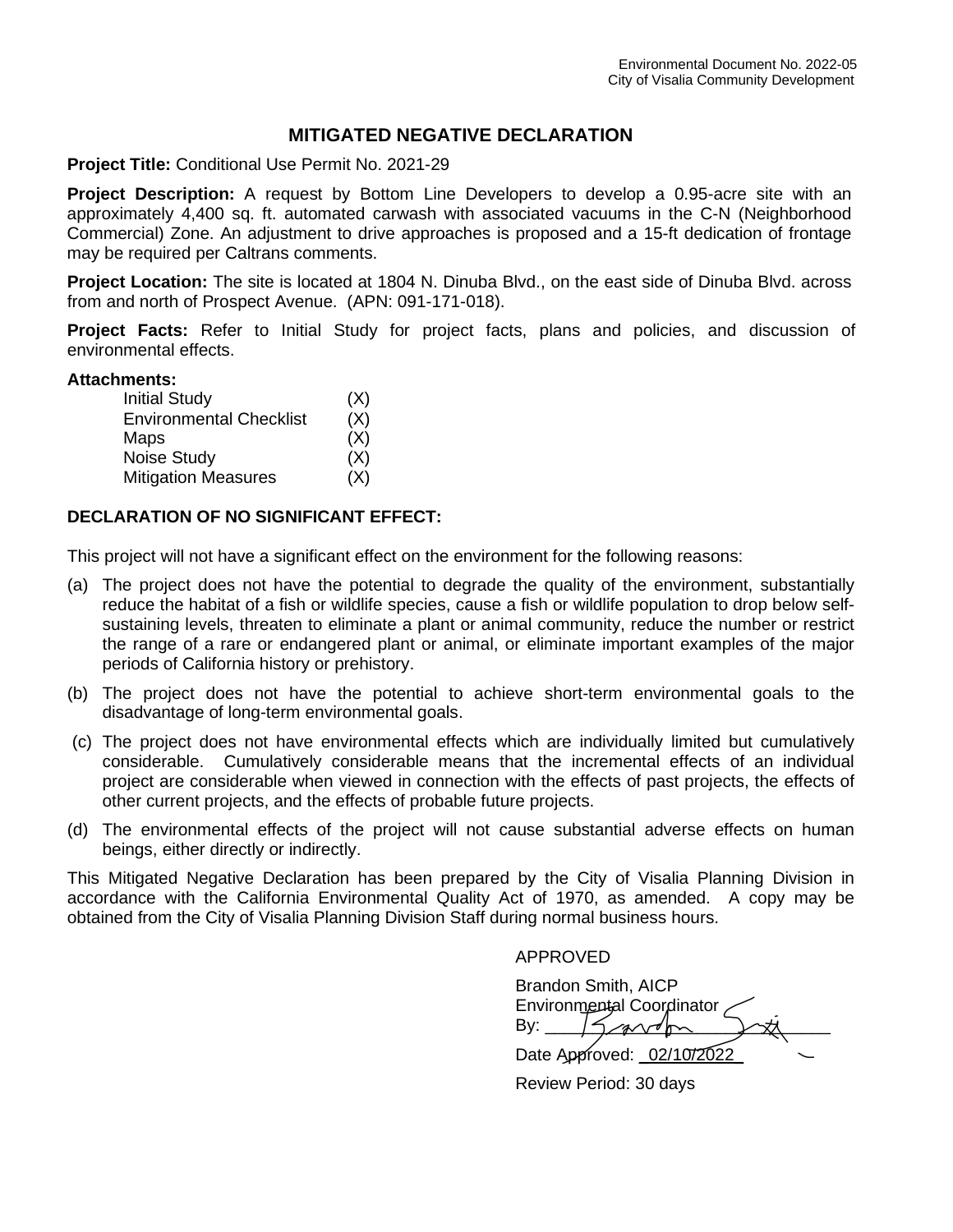Environmental Document No. 2022-05
City of Visalia Community Development

# MITIGATED NEGATIVE DECLARATION

**Project Title:** Conditional Use Permit No. 2021-29

**Project Description:** A request by Bottom Line Developers to develop a 0.95-acre site with an approximately 4,400 sq. ft. automated carwash with associated vacuums in the C-N (Neighborhood Commercial) Zone. An adjustment to drive approaches is proposed and a 15-ft dedication of frontage may be required per Caltrans comments.

**Project Location:** The site is located at 1804 N. Dinuba Blvd., on the east side of Dinuba Blvd. across from and north of Prospect Avenue. (APN: 091-171-018).

**Project Facts:** Refer to Initial Study for project facts, plans and policies, and discussion of environmental effects.

**Attachments:**

| | |
|---|---|
| Initial Study | (X) |
| Environmental Checklist | (X) |
| Maps | (X) |
| Noise Study | (X) |
| Mitigation Measures | (X) |

## DECLARATION OF NO SIGNIFICANT EFFECT:

This project will not have a significant effect on the environment for the following reasons:

(a) The project does not have the potential to degrade the quality of the environment, substantially reduce the habitat of a fish or wildlife species, cause a fish or wildlife population to drop below self-sustaining levels, threaten to eliminate a plant or animal community, reduce the number or restrict the range of a rare or endangered plant or animal, or eliminate important examples of the major periods of California history or prehistory.

(b) The project does not have the potential to achieve short-term environmental goals to the disadvantage of long-term environmental goals.

(c) The project does not have environmental effects which are individually limited but cumulatively considerable. Cumulatively considerable means that the incremental effects of an individual project are considerable when viewed in connection with the effects of past projects, the effects of other current projects, and the effects of probable future projects.

(d) The environmental effects of the project will not cause substantial adverse effects on human beings, either directly or indirectly.

This Mitigated Negative Declaration has been prepared by the City of Visalia Planning Division in accordance with the California Environmental Quality Act of 1970, as amended. A copy may be obtained from the City of Visalia Planning Division Staff during normal business hours.

APPROVED

Brandon Smith, AICP
Environmental Coordinator
By: Brandon Smith

Date Approved: 02/10/2022

Review Period: 30 days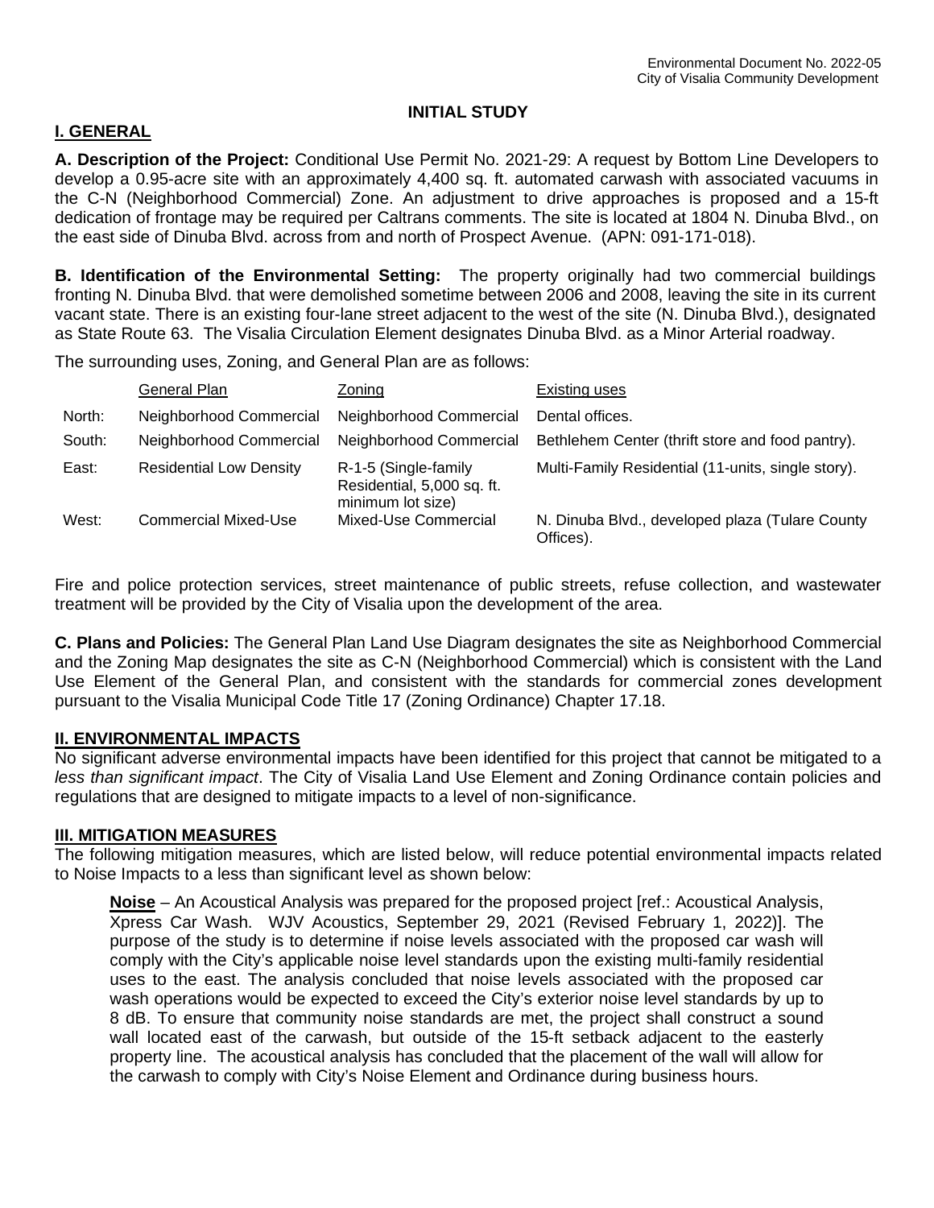Environmental Document No. 2022-05
City of Visalia Community Development

# INITIAL STUDY

## I. GENERAL

**A. Description of the Project:** Conditional Use Permit No. 2021-29: A request by Bottom Line Developers to develop a 0.95-acre site with an approximately 4,400 sq. ft. automated carwash with associated vacuums in the C-N (Neighborhood Commercial) Zone. An adjustment to drive approaches is proposed and a 15-ft dedication of frontage may be required per Caltrans comments. The site is located at 1804 N. Dinuba Blvd., on the east side of Dinuba Blvd. across from and north of Prospect Avenue. (APN: 091-171-018).

**B. Identification of the Environmental Setting:** The property originally had two commercial buildings fronting N. Dinuba Blvd. that were demolished sometime between 2006 and 2008, leaving the site in its current vacant state. There is an existing four-lane street adjacent to the west of the site (N. Dinuba Blvd.), designated as State Route 63. The Visalia Circulation Element designates Dinuba Blvd. as a Minor Arterial roadway.

The surrounding uses, Zoning, and General Plan are as follows:

| | General Plan | Zoning | Existing uses |
|---|---|---|---|
| North: | Neighborhood Commercial | Neighborhood Commercial | Dental offices. |
| South: | Neighborhood Commercial | Neighborhood Commercial | Bethlehem Center (thrift store and food pantry). |
| East: | Residential Low Density | R-1-5 (Single-family Residential, 5,000 sq. ft. minimum lot size) | Multi-Family Residential (11-units, single story). |
| West: | Commercial Mixed-Use | Mixed-Use Commercial | N. Dinuba Blvd., developed plaza (Tulare County Offices). |

Fire and police protection services, street maintenance of public streets, refuse collection, and wastewater treatment will be provided by the City of Visalia upon the development of the area.

**C. Plans and Policies:** The General Plan Land Use Diagram designates the site as Neighborhood Commercial and the Zoning Map designates the site as C-N (Neighborhood Commercial) which is consistent with the Land Use Element of the General Plan, and consistent with the standards for commercial zones development pursuant to the Visalia Municipal Code Title 17 (Zoning Ordinance) Chapter 17.18.

## II. ENVIRONMENTAL IMPACTS

No significant adverse environmental impacts have been identified for this project that cannot be mitigated to a *less than significant impact*. The City of Visalia Land Use Element and Zoning Ordinance contain policies and regulations that are designed to mitigate impacts to a level of non-significance.

## III. MITIGATION MEASURES

The following mitigation measures, which are listed below, will reduce potential environmental impacts related to Noise Impacts to a less than significant level as shown below:

**Noise** – An Acoustical Analysis was prepared for the proposed project [ref.: Acoustical Analysis, Xpress Car Wash. WJV Acoustics, September 29, 2021 (Revised February 1, 2022)]. The purpose of the study is to determine if noise levels associated with the proposed car wash will comply with the City's applicable noise level standards upon the existing multi-family residential uses to the east. The analysis concluded that noise levels associated with the proposed car wash operations would be expected to exceed the City's exterior noise level standards by up to 8 dB. To ensure that community noise standards are met, the project shall construct a sound wall located east of the carwash, but outside of the 15-ft setback adjacent to the easterly property line. The acoustical analysis has concluded that the placement of the wall will allow for the carwash to comply with City's Noise Element and Ordinance during business hours.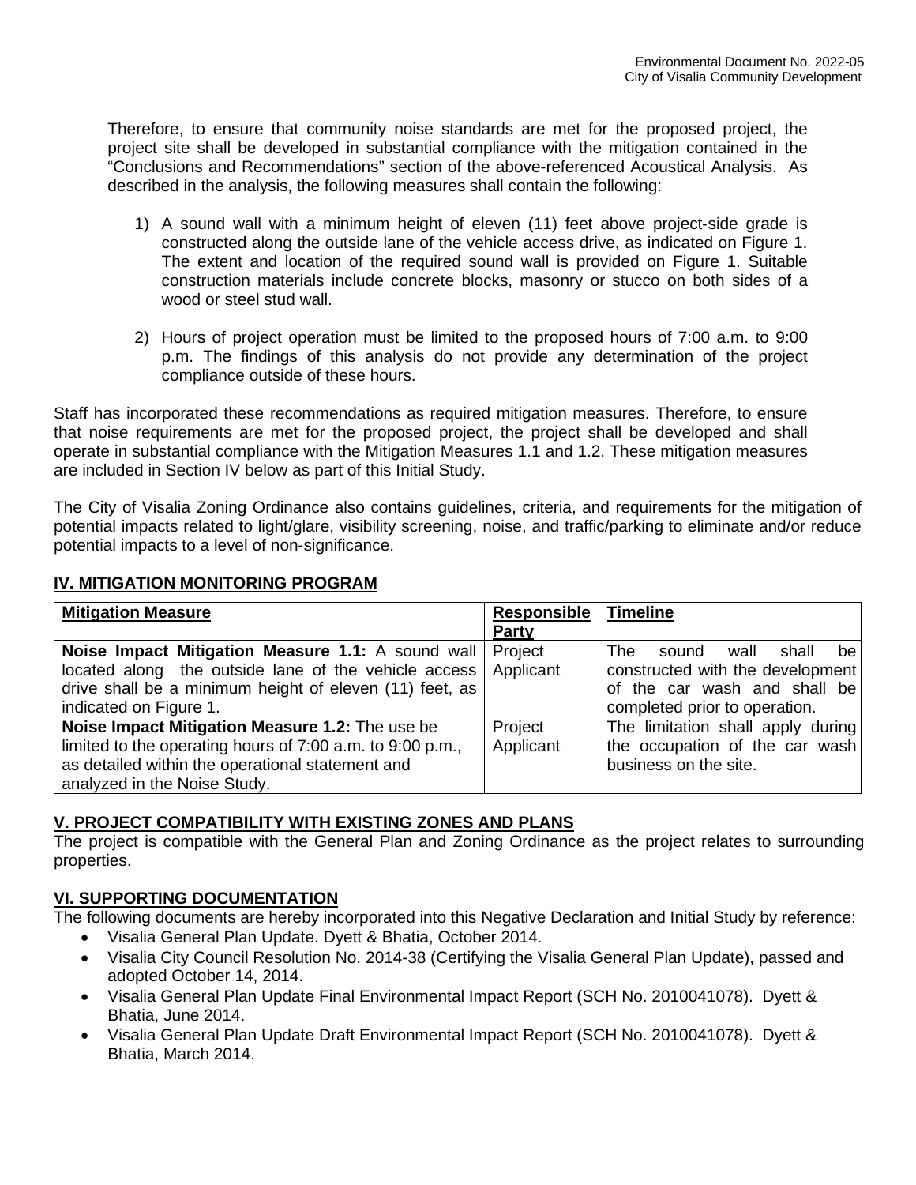Therefore, to ensure that community noise standards are met for the proposed project, the project site shall be developed in substantial compliance with the mitigation contained in the "Conclusions and Recommendations" section of the above-referenced Acoustical Analysis. As described in the analysis, the following measures shall contain the following:

1) A sound wall with a minimum height of eleven (11) feet above project-side grade is constructed along the outside lane of the vehicle access drive, as indicated on Figure 1. The extent and location of the required sound wall is provided on Figure 1. Suitable construction materials include concrete blocks, masonry or stucco on both sides of a wood or steel stud wall.

2) Hours of project operation must be limited to the proposed hours of 7:00 a.m. to 9:00 p.m. The findings of this analysis do not provide any determination of the project compliance outside of these hours.

Staff has incorporated these recommendations as required mitigation measures. Therefore, to ensure that noise requirements are met for the proposed project, the project shall be developed and shall operate in substantial compliance with the Mitigation Measures 1.1 and 1.2. These mitigation measures are included in Section IV below as part of this Initial Study.

The City of Visalia Zoning Ordinance also contains guidelines, criteria, and requirements for the mitigation of potential impacts related to light/glare, visibility screening, noise, and traffic/parking to eliminate and/or reduce potential impacts to a level of non-significance.

## IV. MITIGATION MONITORING PROGRAM

| Mitigation Measure | Responsible Party | Timeline |
|---|---|---|
| **Noise Impact Mitigation Measure 1.1:** A sound wall located along the outside lane of the vehicle access drive shall be a minimum height of eleven (11) feet, as indicated on Figure 1. | Project Applicant | The sound wall shall be constructed with the development of the car wash and shall be completed prior to operation. |
| **Noise Impact Mitigation Measure 1.2:** The use be limited to the operating hours of 7:00 a.m. to 9:00 p.m., as detailed within the operational statement and analyzed in the Noise Study. | Project Applicant | The limitation shall apply during the occupation of the car wash business on the site. |

## V. PROJECT COMPATIBILITY WITH EXISTING ZONES AND PLANS

The project is compatible with the General Plan and Zoning Ordinance as the project relates to surrounding properties.

## VI. SUPPORTING DOCUMENTATION

The following documents are hereby incorporated into this Negative Declaration and Initial Study by reference:

- Visalia General Plan Update. Dyett & Bhatia, October 2014.
- Visalia City Council Resolution No. 2014-38 (Certifying the Visalia General Plan Update), passed and adopted October 14, 2014.
- Visalia General Plan Update Final Environmental Impact Report (SCH No. 2010041078). Dyett & Bhatia, June 2014.
- Visalia General Plan Update Draft Environmental Impact Report (SCH No. 2010041078). Dyett & Bhatia, March 2014.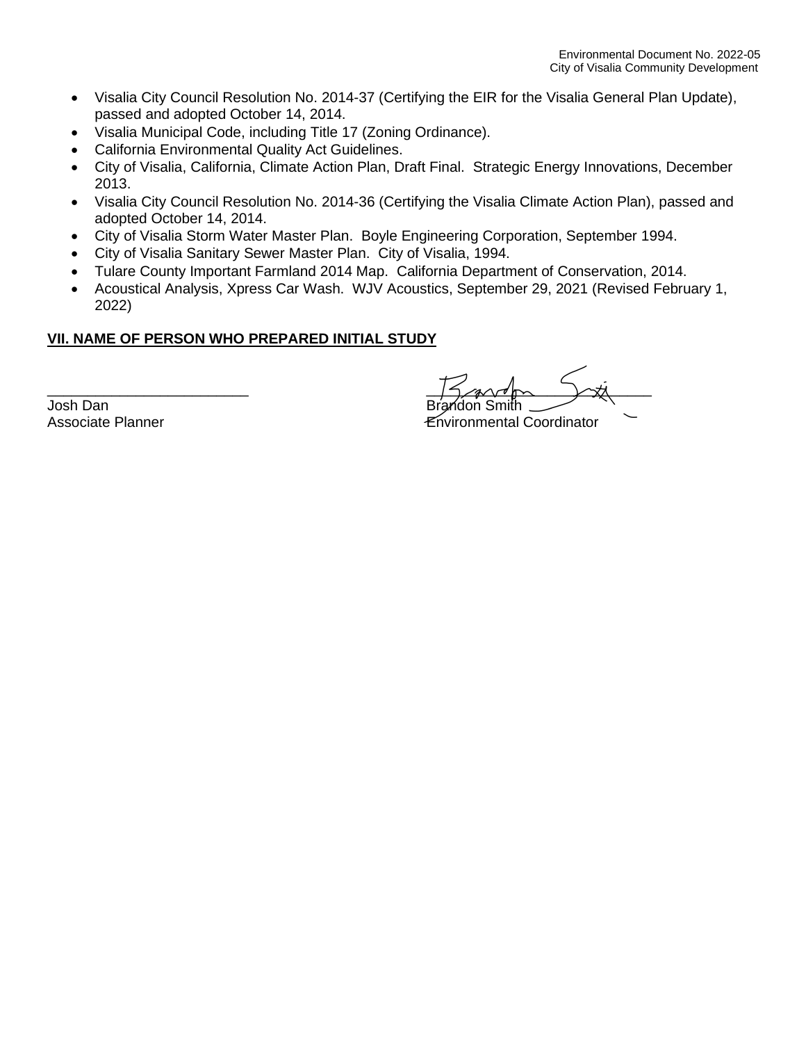- Visalia City Council Resolution No. 2014-37 (Certifying the EIR for the Visalia General Plan Update), passed and adopted October 14, 2014.
- Visalia Municipal Code, including Title 17 (Zoning Ordinance).
- California Environmental Quality Act Guidelines.
- City of Visalia, California, Climate Action Plan, Draft Final. Strategic Energy Innovations, December 2013.
- Visalia City Council Resolution No. 2014-36 (Certifying the Visalia Climate Action Plan), passed and adopted October 14, 2014.
- City of Visalia Storm Water Master Plan. Boyle Engineering Corporation, September 1994.
- City of Visalia Sanitary Sewer Master Plan. City of Visalia, 1994.
- Tulare County Important Farmland 2014 Map. California Department of Conservation, 2014.
- Acoustical Analysis, Xpress Car Wash. WJV Acoustics, September 29, 2021 (Revised February 1, 2022)

## VII. NAME OF PERSON WHO PREPARED INITIAL STUDY

________________________
Josh Dan
Associate Planner

________________________
Brandon Smith
Environmental Coordinator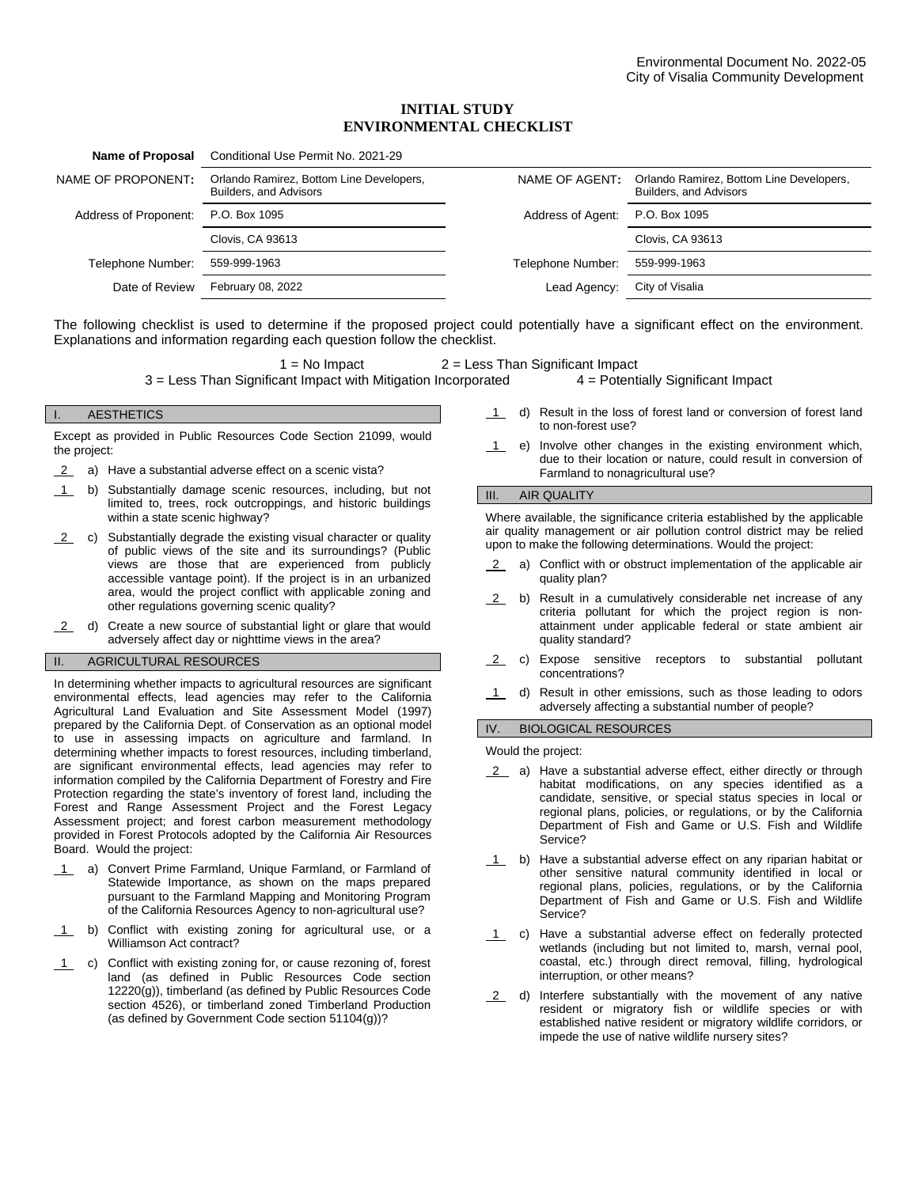Environmental Document No. 2022-05
City of Visalia Community Development

# INITIAL STUDY
# ENVIRONMENTAL CHECKLIST

| | | | |
|---|---|---|---|
| **Name of Proposal** | Conditional Use Permit No. 2021-29 | | |
| NAME OF PROPONENT: | Orlando Ramirez, Bottom Line Developers, Builders, and Advisors | NAME OF AGENT: | Orlando Ramirez, Bottom Line Developers, Builders, and Advisors |
| Address of Proponent: | P.O. Box 1095 | Address of Agent: | P.O. Box 1095 |
| | Clovis, CA 93613 | | Clovis, CA 93613 |
| Telephone Number: | 559-999-1963 | Telephone Number: | 559-999-1963 |
| Date of Review | February 08, 2022 | Lead Agency: | City of Visalia |

The following checklist is used to determine if the proposed project could potentially have a significant effect on the environment. Explanations and information regarding each question follow the checklist.

1 = No Impact　　2 = Less Than Significant Impact
3 = Less Than Significant Impact with Mitigation Incorporated　　4 = Potentially Significant Impact

## I. AESTHETICS

Except as provided in Public Resources Code Section 21099, would the project:

__2__ a) Have a substantial adverse effect on a scenic vista?

__1__ b) Substantially damage scenic resources, including, but not limited to, trees, rock outcroppings, and historic buildings within a state scenic highway?

__2__ c) Substantially degrade the existing visual character or quality of public views of the site and its surroundings? (Public views are those that are experienced from publicly accessible vantage point). If the project is in an urbanized area, would the project conflict with applicable zoning and other regulations governing scenic quality?

__2__ d) Create a new source of substantial light or glare that would adversely affect day or nighttime views in the area?

## II. AGRICULTURAL RESOURCES

In determining whether impacts to agricultural resources are significant environmental effects, lead agencies may refer to the California Agricultural Land Evaluation and Site Assessment Model (1997) prepared by the California Dept. of Conservation as an optional model to use in assessing impacts on agriculture and farmland. In determining whether impacts to forest resources, including timberland, are significant environmental effects, lead agencies may refer to information compiled by the California Department of Forestry and Fire Protection regarding the state's inventory of forest land, including the Forest and Range Assessment Project and the Forest Legacy Assessment project; and forest carbon measurement methodology provided in Forest Protocols adopted by the California Air Resources Board. Would the project:

__1__ a) Convert Prime Farmland, Unique Farmland, or Farmland of Statewide Importance, as shown on the maps prepared pursuant to the Farmland Mapping and Monitoring Program of the California Resources Agency to non-agricultural use?

__1__ b) Conflict with existing zoning for agricultural use, or a Williamson Act contract?

__1__ c) Conflict with existing zoning for, or cause rezoning of, forest land (as defined in Public Resources Code section 12220(g)), timberland (as defined by Public Resources Code section 4526), or timberland zoned Timberland Production (as defined by Government Code section 51104(g))?

__1__ d) Result in the loss of forest land or conversion of forest land to non-forest use?

__1__ e) Involve other changes in the existing environment which, due to their location or nature, could result in conversion of Farmland to nonagricultural use?

## III. AIR QUALITY

Where available, the significance criteria established by the applicable air quality management or air pollution control district may be relied upon to make the following determinations. Would the project:

__2__ a) Conflict with or obstruct implementation of the applicable air quality plan?

__2__ b) Result in a cumulatively considerable net increase of any criteria pollutant for which the project region is non-attainment under applicable federal or state ambient air quality standard?

__2__ c) Expose sensitive receptors to substantial pollutant concentrations?

__1__ d) Result in other emissions, such as those leading to odors adversely affecting a substantial number of people?

## IV. BIOLOGICAL RESOURCES

Would the project:

__2__ a) Have a substantial adverse effect, either directly or through habitat modifications, on any species identified as a candidate, sensitive, or special status species in local or regional plans, policies, or regulations, or by the California Department of Fish and Game or U.S. Fish and Wildlife Service?

__1__ b) Have a substantial adverse effect on any riparian habitat or other sensitive natural community identified in local or regional plans, policies, regulations, or by the California Department of Fish and Game or U.S. Fish and Wildlife Service?

__1__ c) Have a substantial adverse effect on federally protected wetlands (including but not limited to, marsh, vernal pool, coastal, etc.) through direct removal, filling, hydrological interruption, or other means?

__2__ d) Interfere substantially with the movement of any native resident or migratory fish or wildlife species or with established native resident or migratory wildlife corridors, or impede the use of native wildlife nursery sites?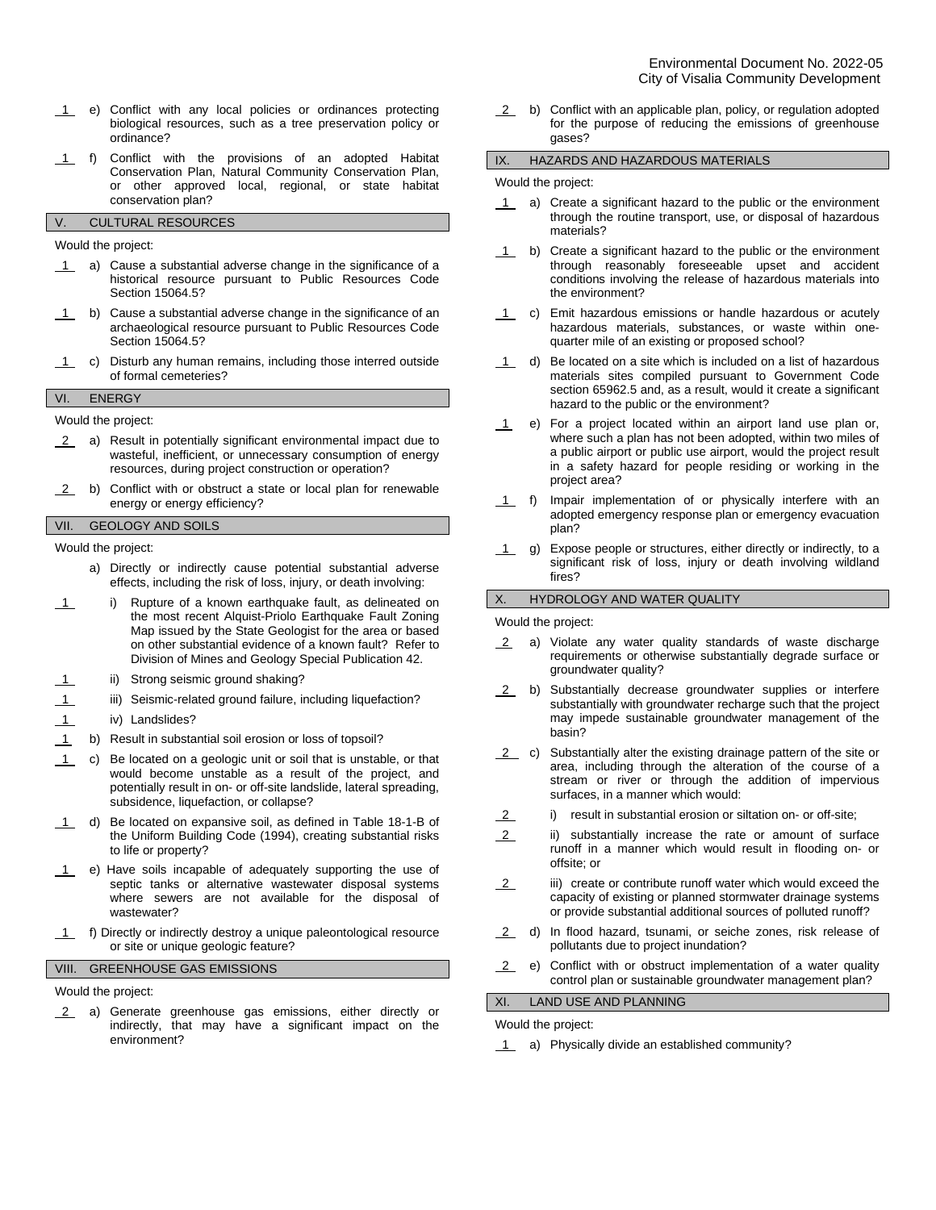1 e) Conflict with any local policies or ordinances protecting biological resources, such as a tree preservation policy or ordinance?

1 f) Conflict with the provisions of an adopted Habitat Conservation Plan, Natural Community Conservation Plan, or other approved local, regional, or state habitat conservation plan?

## V. CULTURAL RESOURCES

Would the project:

1 a) Cause a substantial adverse change in the significance of a historical resource pursuant to Public Resources Code Section 15064.5?

1 b) Cause a substantial adverse change in the significance of an archaeological resource pursuant to Public Resources Code Section 15064.5?

1 c) Disturb any human remains, including those interred outside of formal cemeteries?

## VI. ENERGY

Would the project:

2 a) Result in potentially significant environmental impact due to wasteful, inefficient, or unnecessary consumption of energy resources, during project construction or operation?

2 b) Conflict with or obstruct a state or local plan for renewable energy or energy efficiency?

## VII. GEOLOGY AND SOILS

Would the project:

a) Directly or indirectly cause potential substantial adverse effects, including the risk of loss, injury, or death involving:

1 i) Rupture of a known earthquake fault, as delineated on the most recent Alquist-Priolo Earthquake Fault Zoning Map issued by the State Geologist for the area or based on other substantial evidence of a known fault? Refer to Division of Mines and Geology Special Publication 42.

1 ii) Strong seismic ground shaking?

1 iii) Seismic-related ground failure, including liquefaction?

1 iv) Landslides?

1 b) Result in substantial soil erosion or loss of topsoil?

1 c) Be located on a geologic unit or soil that is unstable, or that would become unstable as a result of the project, and potentially result in on- or off-site landslide, lateral spreading, subsidence, liquefaction, or collapse?

1 d) Be located on expansive soil, as defined in Table 18-1-B of the Uniform Building Code (1994), creating substantial risks to life or property?

1 e) Have soils incapable of adequately supporting the use of septic tanks or alternative wastewater disposal systems where sewers are not available for the disposal of wastewater?

1 f) Directly or indirectly destroy a unique paleontological resource or site or unique geologic feature?

## VIII. GREENHOUSE GAS EMISSIONS

Would the project:

2 a) Generate greenhouse gas emissions, either directly or indirectly, that may have a significant impact on the environment?

2 b) Conflict with an applicable plan, policy, or regulation adopted for the purpose of reducing the emissions of greenhouse gases?

## IX. HAZARDS AND HAZARDOUS MATERIALS

Would the project:

1 a) Create a significant hazard to the public or the environment through the routine transport, use, or disposal of hazardous materials?

1 b) Create a significant hazard to the public or the environment through reasonably foreseeable upset and accident conditions involving the release of hazardous materials into the environment?

1 c) Emit hazardous emissions or handle hazardous or acutely hazardous materials, substances, or waste within one-quarter mile of an existing or proposed school?

1 d) Be located on a site which is included on a list of hazardous materials sites compiled pursuant to Government Code section 65962.5 and, as a result, would it create a significant hazard to the public or the environment?

1 e) For a project located within an airport land use plan or, where such a plan has not been adopted, within two miles of a public airport or public use airport, would the project result in a safety hazard for people residing or working in the project area?

1 f) Impair implementation of or physically interfere with an adopted emergency response plan or emergency evacuation plan?

1 g) Expose people or structures, either directly or indirectly, to a significant risk of loss, injury or death involving wildland fires?

## X. HYDROLOGY AND WATER QUALITY

Would the project:

2 a) Violate any water quality standards of waste discharge requirements or otherwise substantially degrade surface or groundwater quality?

2 b) Substantially decrease groundwater supplies or interfere substantially with groundwater recharge such that the project may impede sustainable groundwater management of the basin?

2 c) Substantially alter the existing drainage pattern of the site or area, including through the alteration of the course of a stream or river or through the addition of impervious surfaces, in a manner which would:

2 i) result in substantial erosion or siltation on- or off-site;

2 ii) substantially increase the rate or amount of surface runoff in a manner which would result in flooding on- or offsite; or

2 iii) create or contribute runoff water which would exceed the capacity of existing or planned stormwater drainage systems or provide substantial additional sources of polluted runoff?

2 d) In flood hazard, tsunami, or seiche zones, risk release of pollutants due to project inundation?

2 e) Conflict with or obstruct implementation of a water quality control plan or sustainable groundwater management plan?

## XI. LAND USE AND PLANNING

Would the project:

1 a) Physically divide an established community?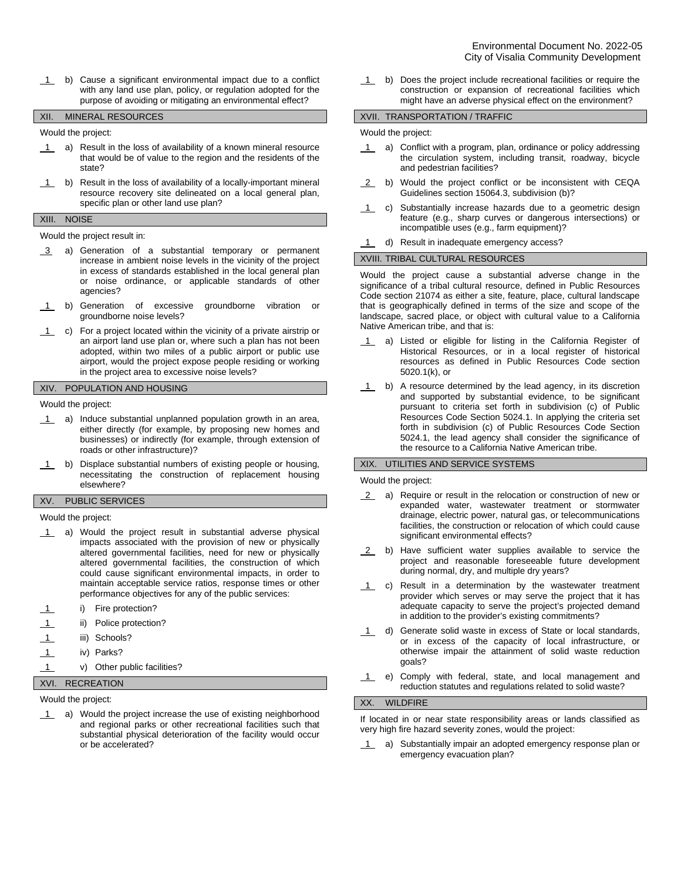1 b) Cause a significant environmental impact due to a conflict with any land use plan, policy, or regulation adopted for the purpose of avoiding or mitigating an environmental effect?

## XII. MINERAL RESOURCES

Would the project:

1 a) Result in the loss of availability of a known mineral resource that would be of value to the region and the residents of the state?

1 b) Result in the loss of availability of a locally-important mineral resource recovery site delineated on a local general plan, specific plan or other land use plan?

## XIII. NOISE

Would the project result in:

3 a) Generation of a substantial temporary or permanent increase in ambient noise levels in the vicinity of the project in excess of standards established in the local general plan or noise ordinance, or applicable standards of other agencies?

1 b) Generation of excessive groundborne vibration or groundborne noise levels?

1 c) For a project located within the vicinity of a private airstrip or an airport land use plan or, where such a plan has not been adopted, within two miles of a public airport or public use airport, would the project expose people residing or working in the project area to excessive noise levels?

## XIV. POPULATION AND HOUSING

Would the project:

1 a) Induce substantial unplanned population growth in an area, either directly (for example, by proposing new homes and businesses) or indirectly (for example, through extension of roads or other infrastructure)?

1 b) Displace substantial numbers of existing people or housing, necessitating the construction of replacement housing elsewhere?

## XV. PUBLIC SERVICES

Would the project:

1 a) Would the project result in substantial adverse physical impacts associated with the provision of new or physically altered governmental facilities, need for new or physically altered governmental facilities, the construction of which could cause significant environmental impacts, in order to maintain acceptable service ratios, response times or other performance objectives for any of the public services:

1 i) Fire protection?

1 ii) Police protection?

1 iii) Schools?

1 iv) Parks?

1 v) Other public facilities?

## XVI. RECREATION

Would the project:

1 a) Would the project increase the use of existing neighborhood and regional parks or other recreational facilities such that substantial physical deterioration of the facility would occur or be accelerated?

1 b) Does the project include recreational facilities or require the construction or expansion of recreational facilities which might have an adverse physical effect on the environment?

## XVII. TRANSPORTATION / TRAFFIC

Would the project:

1 a) Conflict with a program, plan, ordinance or policy addressing the circulation system, including transit, roadway, bicycle and pedestrian facilities?

2 b) Would the project conflict or be inconsistent with CEQA Guidelines section 15064.3, subdivision (b)?

1 c) Substantially increase hazards due to a geometric design feature (e.g., sharp curves or dangerous intersections) or incompatible uses (e.g., farm equipment)?

1 d) Result in inadequate emergency access?

## XVIII. TRIBAL CULTURAL RESOURCES

Would the project cause a substantial adverse change in the significance of a tribal cultural resource, defined in Public Resources Code section 21074 as either a site, feature, place, cultural landscape that is geographically defined in terms of the size and scope of the landscape, sacred place, or object with cultural value to a California Native American tribe, and that is:

1 a) Listed or eligible for listing in the California Register of Historical Resources, or in a local register of historical resources as defined in Public Resources Code section 5020.1(k), or

1 b) A resource determined by the lead agency, in its discretion and supported by substantial evidence, to be significant pursuant to criteria set forth in subdivision (c) of Public Resources Code Section 5024.1. In applying the criteria set forth in subdivision (c) of Public Resources Code Section 5024.1, the lead agency shall consider the significance of the resource to a California Native American tribe.

## XIX. UTILITIES AND SERVICE SYSTEMS

Would the project:

2 a) Require or result in the relocation or construction of new or expanded water, wastewater treatment or stormwater drainage, electric power, natural gas, or telecommunications facilities, the construction or relocation of which could cause significant environmental effects?

2 b) Have sufficient water supplies available to service the project and reasonable foreseeable future development during normal, dry, and multiple dry years?

1 c) Result in a determination by the wastewater treatment provider which serves or may serve the project that it has adequate capacity to serve the project's projected demand in addition to the provider's existing commitments?

1 d) Generate solid waste in excess of State or local standards, or in excess of the capacity of local infrastructure, or otherwise impair the attainment of solid waste reduction goals?

1 e) Comply with federal, state, and local management and reduction statutes and regulations related to solid waste?

## XX. WILDFIRE

If located in or near state responsibility areas or lands classified as very high fire hazard severity zones, would the project:

1 a) Substantially impair an adopted emergency response plan or emergency evacuation plan?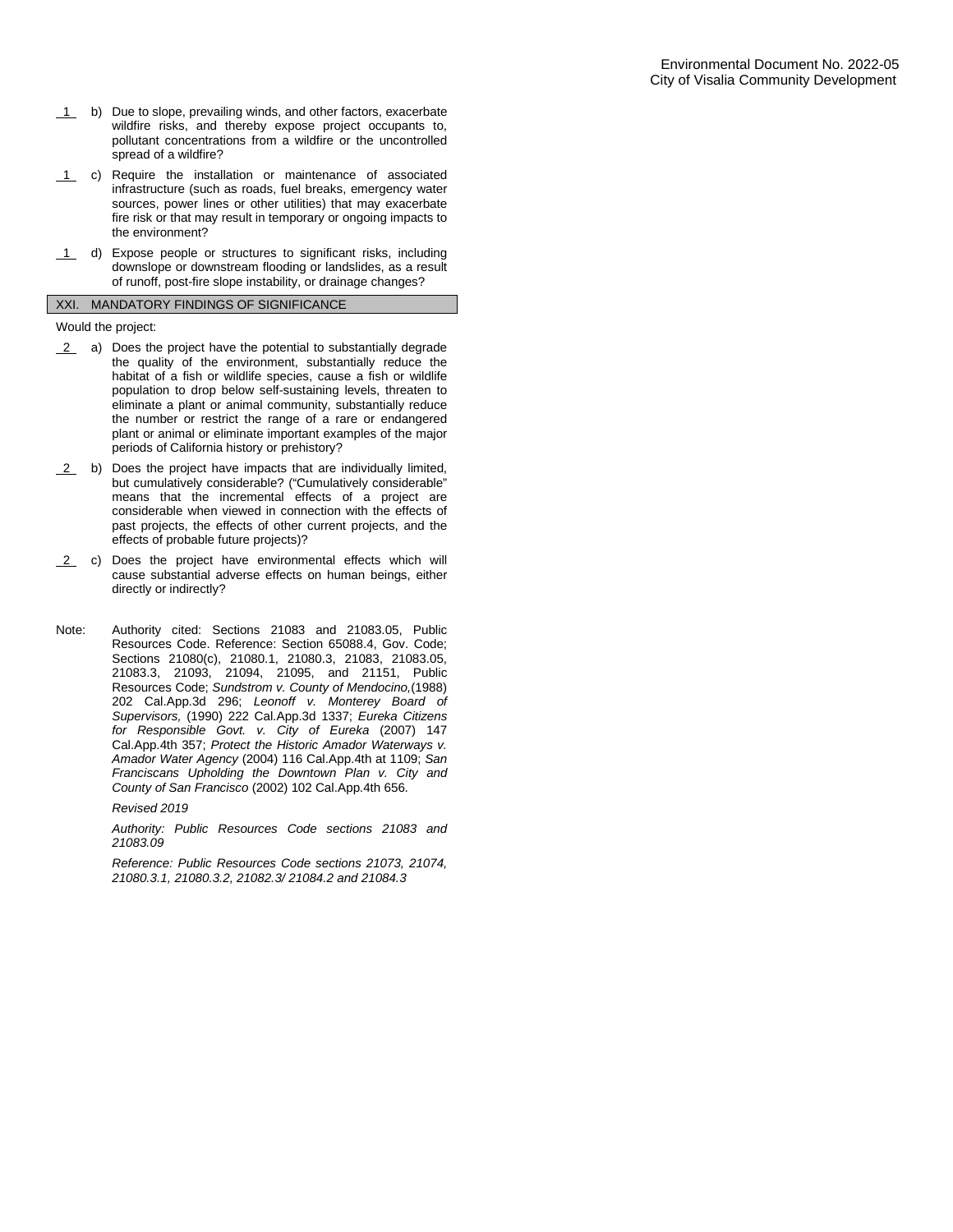__1__ b) Due to slope, prevailing winds, and other factors, exacerbate wildfire risks, and thereby expose project occupants to, pollutant concentrations from a wildfire or the uncontrolled spread of a wildfire?

__1__ c) Require the installation or maintenance of associated infrastructure (such as roads, fuel breaks, emergency water sources, power lines or other utilities) that may exacerbate fire risk or that may result in temporary or ongoing impacts to the environment?

__1__ d) Expose people or structures to significant risks, including downslope or downstream flooding or landslides, as a result of runoff, post-fire slope instability, or drainage changes?

## XXI. MANDATORY FINDINGS OF SIGNIFICANCE

Would the project:

__2__ a) Does the project have the potential to substantially degrade the quality of the environment, substantially reduce the habitat of a fish or wildlife species, cause a fish or wildlife population to drop below self-sustaining levels, threaten to eliminate a plant or animal community, substantially reduce the number or restrict the range of a rare or endangered plant or animal or eliminate important examples of the major periods of California history or prehistory?

__2__ b) Does the project have impacts that are individually limited, but cumulatively considerable? ("Cumulatively considerable" means that the incremental effects of a project are considerable when viewed in connection with the effects of past projects, the effects of other current projects, and the effects of probable future projects)?

__2__ c) Does the project have environmental effects which will cause substantial adverse effects on human beings, either directly or indirectly?

Note: Authority cited: Sections 21083 and 21083.05, Public Resources Code. Reference: Section 65088.4, Gov. Code; Sections 21080(c), 21080.1, 21080.3, 21083, 21083.05, 21083.3, 21093, 21094, 21095, and 21151, Public Resources Code; *Sundstrom v. County of Mendocino,*(1988) 202 Cal.App.3d 296; *Leonoff v. Monterey Board of Supervisors,* (1990) 222 Cal.App.3d 1337; *Eureka Citizens for Responsible Govt. v. City of Eureka* (2007) 147 Cal.App.4th 357; *Protect the Historic Amador Waterways v. Amador Water Agency* (2004) 116 Cal.App.4th at 1109; *San Franciscans Upholding the Downtown Plan v. City and County of San Francisco* (2002) 102 Cal.App.4th 656.

*Revised 2019*

*Authority: Public Resources Code sections 21083 and 21083.09*

*Reference: Public Resources Code sections 21073, 21074, 21080.3.1, 21080.3.2, 21082.3/ 21084.2 and 21084.3*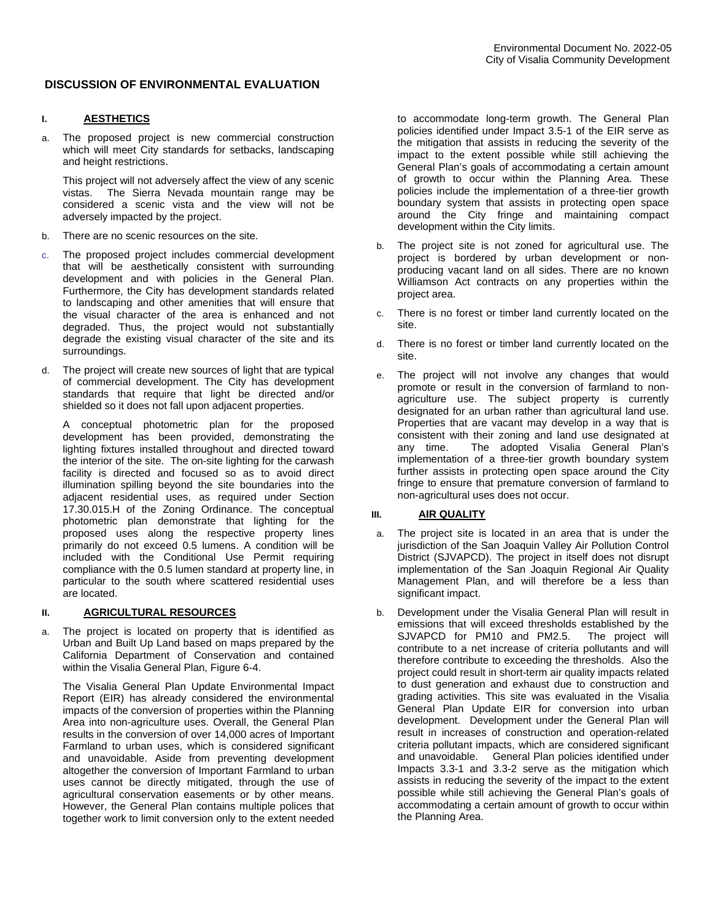## DISCUSSION OF ENVIRONMENTAL EVALUATION

### I. AESTHETICS

a. The proposed project is new commercial construction which will meet City standards for setbacks, landscaping and height restrictions.

   This project will not adversely affect the view of any scenic vistas. The Sierra Nevada mountain range may be considered a scenic vista and the view will not be adversely impacted by the project.

b. There are no scenic resources on the site.

c. The proposed project includes commercial development that will be aesthetically consistent with surrounding development and with policies in the General Plan. Furthermore, the City has development standards related to landscaping and other amenities that will ensure that the visual character of the area is enhanced and not degraded. Thus, the project would not substantially degrade the existing visual character of the site and its surroundings.

d. The project will create new sources of light that are typical of commercial development. The City has development standards that require that light be directed and/or shielded so it does not fall upon adjacent properties.

   A conceptual photometric plan for the proposed development has been provided, demonstrating the lighting fixtures installed throughout and directed toward the interior of the site. The on-site lighting for the carwash facility is directed and focused so as to avoid direct illumination spilling beyond the site boundaries into the adjacent residential uses, as required under Section 17.30.015.H of the Zoning Ordinance. The conceptual photometric plan demonstrate that lighting for the proposed uses along the respective property lines primarily do not exceed 0.5 lumens. A condition will be included with the Conditional Use Permit requiring compliance with the 0.5 lumen standard at property line, in particular to the south where scattered residential uses are located.

### II. AGRICULTURAL RESOURCES

a. The project is located on property that is identified as Urban and Built Up Land based on maps prepared by the California Department of Conservation and contained within the Visalia General Plan, Figure 6-4.

   The Visalia General Plan Update Environmental Impact Report (EIR) has already considered the environmental impacts of the conversion of properties within the Planning Area into non-agriculture uses. Overall, the General Plan results in the conversion of over 14,000 acres of Important Farmland to urban uses, which is considered significant and unavoidable. Aside from preventing development altogether the conversion of Important Farmland to urban uses cannot be directly mitigated, through the use of agricultural conservation easements or by other means. However, the General Plan contains multiple polices that together work to limit conversion only to the extent needed to accommodate long-term growth. The General Plan policies identified under Impact 3.5-1 of the EIR serve as the mitigation that assists in reducing the severity of the impact to the extent possible while still achieving the General Plan's goals of accommodating a certain amount of growth to occur within the Planning Area. These policies include the implementation of a three-tier growth boundary system that assists in protecting open space around the City fringe and maintaining compact development within the City limits.

b. The project site is not zoned for agricultural use. The project is bordered by urban development or non-producing vacant land on all sides. There are no known Williamson Act contracts on any properties within the project area.

c. There is no forest or timber land currently located on the site.

d. There is no forest or timber land currently located on the site.

e. The project will not involve any changes that would promote or result in the conversion of farmland to non-agriculture use. The subject property is currently designated for an urban rather than agricultural land use. Properties that are vacant may develop in a way that is consistent with their zoning and land use designated at any time. The adopted Visalia General Plan's implementation of a three-tier growth boundary system further assists in protecting open space around the City fringe to ensure that premature conversion of farmland to non-agricultural uses does not occur.

### III. AIR QUALITY

a. The project site is located in an area that is under the jurisdiction of the San Joaquin Valley Air Pollution Control District (SJVAPCD). The project in itself does not disrupt implementation of the San Joaquin Regional Air Quality Management Plan, and will therefore be a less than significant impact.

b. Development under the Visalia General Plan will result in emissions that will exceed thresholds established by the SJVAPCD for PM10 and PM2.5. The project will contribute to a net increase of criteria pollutants and will therefore contribute to exceeding the thresholds. Also the project could result in short-term air quality impacts related to dust generation and exhaust due to construction and grading activities. This site was evaluated in the Visalia General Plan Update EIR for conversion into urban development. Development under the General Plan will result in increases of construction and operation-related criteria pollutant impacts, which are considered significant and unavoidable. General Plan policies identified under Impacts 3.3-1 and 3.3-2 serve as the mitigation which assists in reducing the severity of the impact to the extent possible while still achieving the General Plan's goals of accommodating a certain amount of growth to occur within the Planning Area.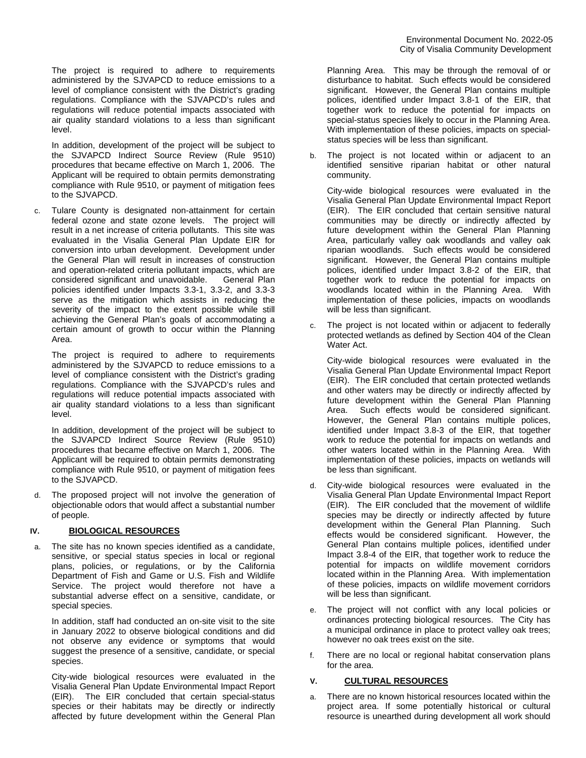The project is required to adhere to requirements administered by the SJVAPCD to reduce emissions to a level of compliance consistent with the District's grading regulations. Compliance with the SJVAPCD's rules and regulations will reduce potential impacts associated with air quality standard violations to a less than significant level.

In addition, development of the project will be subject to the SJVAPCD Indirect Source Review (Rule 9510) procedures that became effective on March 1, 2006. The Applicant will be required to obtain permits demonstrating compliance with Rule 9510, or payment of mitigation fees to the SJVAPCD.

c. Tulare County is designated non-attainment for certain federal ozone and state ozone levels. The project will result in a net increase of criteria pollutants. This site was evaluated in the Visalia General Plan Update EIR for conversion into urban development. Development under the General Plan will result in increases of construction and operation-related criteria pollutant impacts, which are considered significant and unavoidable. General Plan policies identified under Impacts 3.3-1, 3.3-2, and 3.3-3 serve as the mitigation which assists in reducing the severity of the impact to the extent possible while still achieving the General Plan's goals of accommodating a certain amount of growth to occur within the Planning Area.

The project is required to adhere to requirements administered by the SJVAPCD to reduce emissions to a level of compliance consistent with the District's grading regulations. Compliance with the SJVAPCD's rules and regulations will reduce potential impacts associated with air quality standard violations to a less than significant level.

In addition, development of the project will be subject to the SJVAPCD Indirect Source Review (Rule 9510) procedures that became effective on March 1, 2006. The Applicant will be required to obtain permits demonstrating compliance with Rule 9510, or payment of mitigation fees to the SJVAPCD.

d. The proposed project will not involve the generation of objectionable odors that would affect a substantial number of people.

## IV. BIOLOGICAL RESOURCES

a. The site has no known species identified as a candidate, sensitive, or special status species in local or regional plans, policies, or regulations, or by the California Department of Fish and Game or U.S. Fish and Wildlife Service. The project would therefore not have a substantial adverse effect on a sensitive, candidate, or special species.

In addition, staff had conducted an on-site visit to the site in January 2022 to observe biological conditions and did not observe any evidence or symptoms that would suggest the presence of a sensitive, candidate, or special species.

City-wide biological resources were evaluated in the Visalia General Plan Update Environmental Impact Report (EIR). The EIR concluded that certain special-status species or their habitats may be directly or indirectly affected by future development within the General Plan Planning Area. This may be through the removal of or disturbance to habitat. Such effects would be considered significant. However, the General Plan contains multiple polices, identified under Impact 3.8-1 of the EIR, that together work to reduce the potential for impacts on special-status species likely to occur in the Planning Area. With implementation of these policies, impacts on special-status species will be less than significant.

b. The project is not located within or adjacent to an identified sensitive riparian habitat or other natural community.

City-wide biological resources were evaluated in the Visalia General Plan Update Environmental Impact Report (EIR). The EIR concluded that certain sensitive natural communities may be directly or indirectly affected by future development within the General Plan Planning Area, particularly valley oak woodlands and valley oak riparian woodlands. Such effects would be considered significant. However, the General Plan contains multiple polices, identified under Impact 3.8-2 of the EIR, that together work to reduce the potential for impacts on woodlands located within in the Planning Area. With implementation of these policies, impacts on woodlands will be less than significant.

c. The project is not located within or adjacent to federally protected wetlands as defined by Section 404 of the Clean Water Act.

City-wide biological resources were evaluated in the Visalia General Plan Update Environmental Impact Report (EIR). The EIR concluded that certain protected wetlands and other waters may be directly or indirectly affected by future development within the General Plan Planning Area. Such effects would be considered significant. However, the General Plan contains multiple polices, identified under Impact 3.8-3 of the EIR, that together work to reduce the potential for impacts on wetlands and other waters located within in the Planning Area. With implementation of these policies, impacts on wetlands will be less than significant.

d. City-wide biological resources were evaluated in the Visalia General Plan Update Environmental Impact Report (EIR). The EIR concluded that the movement of wildlife species may be directly or indirectly affected by future development within the General Plan Planning. Such effects would be considered significant. However, the General Plan contains multiple polices, identified under Impact 3.8-4 of the EIR, that together work to reduce the potential for impacts on wildlife movement corridors located within in the Planning Area. With implementation of these policies, impacts on wildlife movement corridors will be less than significant.

e. The project will not conflict with any local policies or ordinances protecting biological resources. The City has a municipal ordinance in place to protect valley oak trees; however no oak trees exist on the site.

f. There are no local or regional habitat conservation plans for the area.

## V. CULTURAL RESOURCES

a. There are no known historical resources located within the project area. If some potentially historical or cultural resource is unearthed during development all work should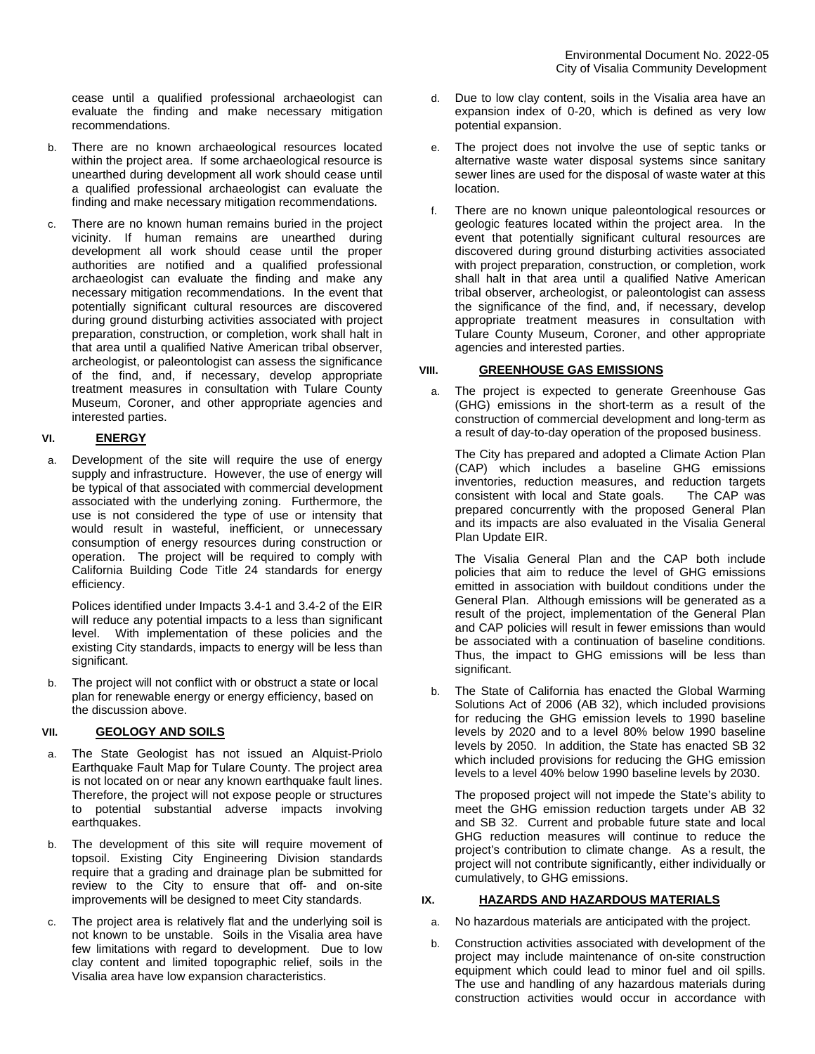cease until a qualified professional archaeologist can evaluate the finding and make necessary mitigation recommendations.

b. There are no known archaeological resources located within the project area. If some archaeological resource is unearthed during development all work should cease until a qualified professional archaeologist can evaluate the finding and make necessary mitigation recommendations.

c. There are no known human remains buried in the project vicinity. If human remains are unearthed during development all work should cease until the proper authorities are notified and a qualified professional archaeologist can evaluate the finding and make any necessary mitigation recommendations. In the event that potentially significant cultural resources are discovered during ground disturbing activities associated with project preparation, construction, or completion, work shall halt in that area until a qualified Native American tribal observer, archeologist, or paleontologist can assess the significance of the find, and, if necessary, develop appropriate treatment measures in consultation with Tulare County Museum, Coroner, and other appropriate agencies and interested parties.

## VI. ENERGY

a. Development of the site will require the use of energy supply and infrastructure. However, the use of energy will be typical of that associated with commercial development associated with the underlying zoning. Furthermore, the use is not considered the type of use or intensity that would result in wasteful, inefficient, or unnecessary consumption of energy resources during construction or operation. The project will be required to comply with California Building Code Title 24 standards for energy efficiency.

   Polices identified under Impacts 3.4-1 and 3.4-2 of the EIR will reduce any potential impacts to a less than significant level. With implementation of these policies and the existing City standards, impacts to energy will be less than significant.

b. The project will not conflict with or obstruct a state or local plan for renewable energy or energy efficiency, based on the discussion above.

## VII. GEOLOGY AND SOILS

a. The State Geologist has not issued an Alquist-Priolo Earthquake Fault Map for Tulare County. The project area is not located on or near any known earthquake fault lines. Therefore, the project will not expose people or structures to potential substantial adverse impacts involving earthquakes.

b. The development of this site will require movement of topsoil. Existing City Engineering Division standards require that a grading and drainage plan be submitted for review to the City to ensure that off- and on-site improvements will be designed to meet City standards.

c. The project area is relatively flat and the underlying soil is not known to be unstable. Soils in the Visalia area have few limitations with regard to development. Due to low clay content and limited topographic relief, soils in the Visalia area have low expansion characteristics.

d. Due to low clay content, soils in the Visalia area have an expansion index of 0-20, which is defined as very low potential expansion.

e. The project does not involve the use of septic tanks or alternative waste water disposal systems since sanitary sewer lines are used for the disposal of waste water at this location.

f. There are no known unique paleontological resources or geologic features located within the project area. In the event that potentially significant cultural resources are discovered during ground disturbing activities associated with project preparation, construction, or completion, work shall halt in that area until a qualified Native American tribal observer, archeologist, or paleontologist can assess the significance of the find, and, if necessary, develop appropriate treatment measures in consultation with Tulare County Museum, Coroner, and other appropriate agencies and interested parties.

## VIII. GREENHOUSE GAS EMISSIONS

a. The project is expected to generate Greenhouse Gas (GHG) emissions in the short-term as a result of the construction of commercial development and long-term as a result of day-to-day operation of the proposed business.

   The City has prepared and adopted a Climate Action Plan (CAP) which includes a baseline GHG emissions inventories, reduction measures, and reduction targets consistent with local and State goals. The CAP was prepared concurrently with the proposed General Plan and its impacts are also evaluated in the Visalia General Plan Update EIR.

   The Visalia General Plan and the CAP both include policies that aim to reduce the level of GHG emissions emitted in association with buildout conditions under the General Plan. Although emissions will be generated as a result of the project, implementation of the General Plan and CAP policies will result in fewer emissions than would be associated with a continuation of baseline conditions. Thus, the impact to GHG emissions will be less than significant.

b. The State of California has enacted the Global Warming Solutions Act of 2006 (AB 32), which included provisions for reducing the GHG emission levels to 1990 baseline levels by 2020 and to a level 80% below 1990 baseline levels by 2050. In addition, the State has enacted SB 32 which included provisions for reducing the GHG emission levels to a level 40% below 1990 baseline levels by 2030.

   The proposed project will not impede the State's ability to meet the GHG emission reduction targets under AB 32 and SB 32. Current and probable future state and local GHG reduction measures will continue to reduce the project's contribution to climate change. As a result, the project will not contribute significantly, either individually or cumulatively, to GHG emissions.

## IX. HAZARDS AND HAZARDOUS MATERIALS

a. No hazardous materials are anticipated with the project.

b. Construction activities associated with development of the project may include maintenance of on-site construction equipment which could lead to minor fuel and oil spills. The use and handling of any hazardous materials during construction activities would occur in accordance with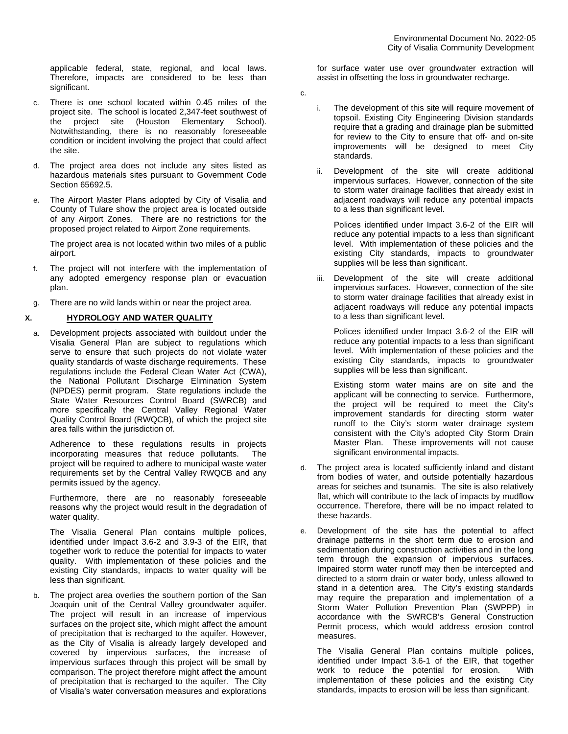applicable federal, state, regional, and local laws. Therefore, impacts are considered to be less than significant.

c. There is one school located within 0.45 miles of the project site. The school is located 2,347-feet southwest of the project site (Houston Elementary School). Notwithstanding, there is no reasonably foreseeable condition or incident involving the project that could affect the site.

d. The project area does not include any sites listed as hazardous materials sites pursuant to Government Code Section 65692.5.

e. The Airport Master Plans adopted by City of Visalia and County of Tulare show the project area is located outside of any Airport Zones. There are no restrictions for the proposed project related to Airport Zone requirements.

   The project area is not located within two miles of a public airport.

f. The project will not interfere with the implementation of any adopted emergency response plan or evacuation plan.

g. There are no wild lands within or near the project area.

## X. HYDROLOGY AND WATER QUALITY

a. Development projects associated with buildout under the Visalia General Plan are subject to regulations which serve to ensure that such projects do not violate water quality standards of waste discharge requirements. These regulations include the Federal Clean Water Act (CWA), the National Pollutant Discharge Elimination System (NPDES) permit program. State regulations include the State Water Resources Control Board (SWRCB) and more specifically the Central Valley Regional Water Quality Control Board (RWQCB), of which the project site area falls within the jurisdiction of.

   Adherence to these regulations results in projects incorporating measures that reduce pollutants. The project will be required to adhere to municipal waste water requirements set by the Central Valley RWQCB and any permits issued by the agency.

   Furthermore, there are no reasonably foreseeable reasons why the project would result in the degradation of water quality.

   The Visalia General Plan contains multiple polices, identified under Impact 3.6-2 and 3.9-3 of the EIR, that together work to reduce the potential for impacts to water quality. With implementation of these policies and the existing City standards, impacts to water quality will be less than significant.

b. The project area overlies the southern portion of the San Joaquin unit of the Central Valley groundwater aquifer. The project will result in an increase of impervious surfaces on the project site, which might affect the amount of precipitation that is recharged to the aquifer. However, as the City of Visalia is already largely developed and covered by impervious surfaces, the increase of impervious surfaces through this project will be small by comparison. The project therefore might affect the amount of precipitation that is recharged to the aquifer. The City of Visalia's water conversation measures and explorations for surface water use over groundwater extraction will assist in offsetting the loss in groundwater recharge.

c.

   i. The development of this site will require movement of topsoil. Existing City Engineering Division standards require that a grading and drainage plan be submitted for review to the City to ensure that off- and on-site improvements will be designed to meet City standards.

   ii. Development of the site will create additional impervious surfaces. However, connection of the site to storm water drainage facilities that already exist in adjacent roadways will reduce any potential impacts to a less than significant level.

      Polices identified under Impact 3.6-2 of the EIR will reduce any potential impacts to a less than significant level. With implementation of these policies and the existing City standards, impacts to groundwater supplies will be less than significant.

   iii. Development of the site will create additional impervious surfaces. However, connection of the site to storm water drainage facilities that already exist in adjacent roadways will reduce any potential impacts to a less than significant level.

      Polices identified under Impact 3.6-2 of the EIR will reduce any potential impacts to a less than significant level. With implementation of these policies and the existing City standards, impacts to groundwater supplies will be less than significant.

      Existing storm water mains are on site and the applicant will be connecting to service. Furthermore, the project will be required to meet the City's improvement standards for directing storm water runoff to the City's storm water drainage system consistent with the City's adopted City Storm Drain Master Plan. These improvements will not cause significant environmental impacts.

d. The project area is located sufficiently inland and distant from bodies of water, and outside potentially hazardous areas for seiches and tsunamis. The site is also relatively flat, which will contribute to the lack of impacts by mudflow occurrence. Therefore, there will be no impact related to these hazards.

e. Development of the site has the potential to affect drainage patterns in the short term due to erosion and sedimentation during construction activities and in the long term through the expansion of impervious surfaces. Impaired storm water runoff may then be intercepted and directed to a storm drain or water body, unless allowed to stand in a detention area. The City's existing standards may require the preparation and implementation of a Storm Water Pollution Prevention Plan (SWPPP) in accordance with the SWRCB's General Construction Permit process, which would address erosion control measures.

   The Visalia General Plan contains multiple polices, identified under Impact 3.6-1 of the EIR, that together work to reduce the potential for erosion. With implementation of these policies and the existing City standards, impacts to erosion will be less than significant.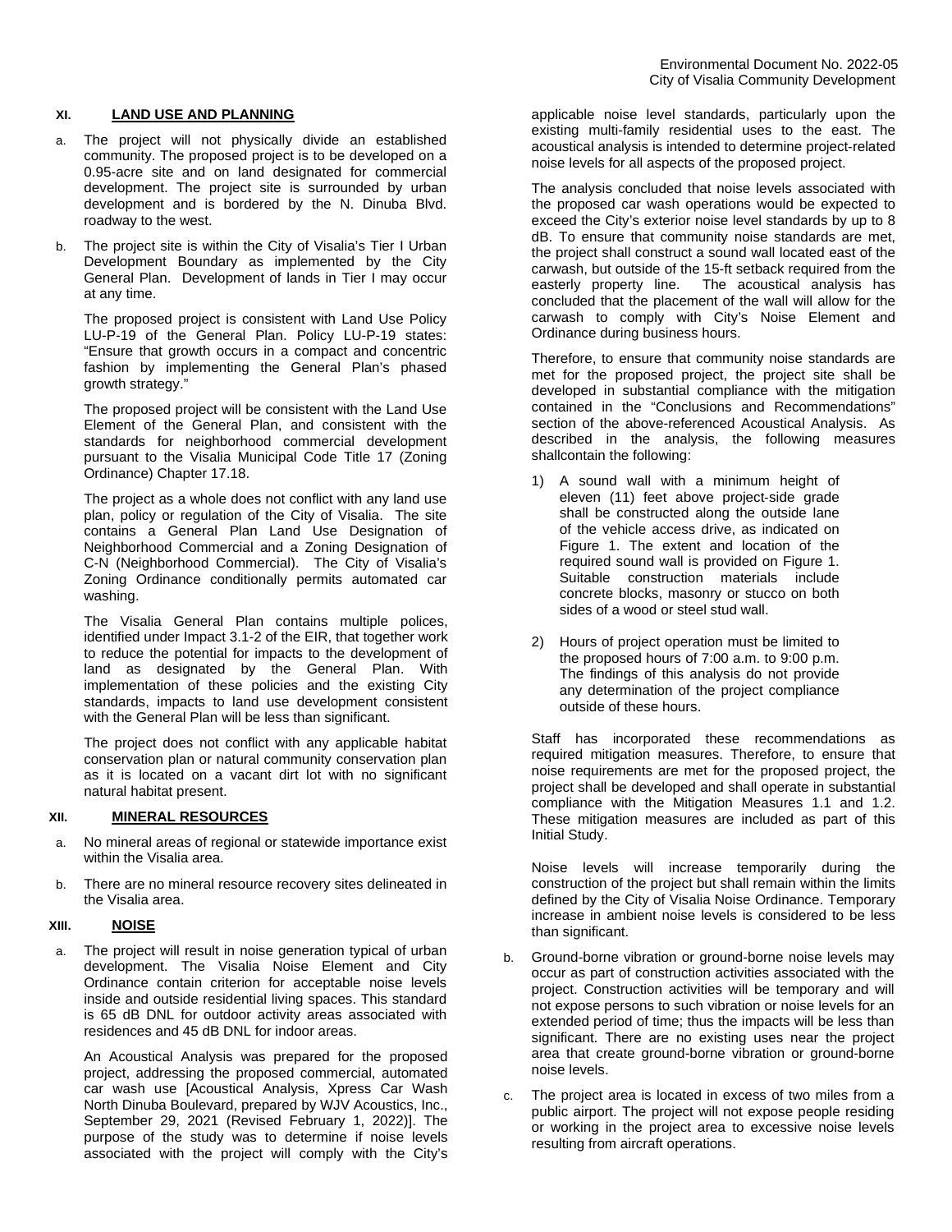## XI. LAND USE AND PLANNING

a. The project will not physically divide an established community. The proposed project is to be developed on a 0.95-acre site and on land designated for commercial development. The project site is surrounded by urban development and is bordered by the N. Dinuba Blvd. roadway to the west.

b. The project site is within the City of Visalia's Tier I Urban Development Boundary as implemented by the City General Plan. Development of lands in Tier I may occur at any time.

   The proposed project is consistent with Land Use Policy LU-P-19 of the General Plan. Policy LU-P-19 states: "Ensure that growth occurs in a compact and concentric fashion by implementing the General Plan's phased growth strategy."

   The proposed project will be consistent with the Land Use Element of the General Plan, and consistent with the standards for neighborhood commercial development pursuant to the Visalia Municipal Code Title 17 (Zoning Ordinance) Chapter 17.18.

   The project as a whole does not conflict with any land use plan, policy or regulation of the City of Visalia. The site contains a General Plan Land Use Designation of Neighborhood Commercial and a Zoning Designation of C-N (Neighborhood Commercial). The City of Visalia's Zoning Ordinance conditionally permits automated car washing.

   The Visalia General Plan contains multiple polices, identified under Impact 3.1-2 of the EIR, that together work to reduce the potential for impacts to the development of land as designated by the General Plan. With implementation of these policies and the existing City standards, impacts to land use development consistent with the General Plan will be less than significant.

   The project does not conflict with any applicable habitat conservation plan or natural community conservation plan as it is located on a vacant dirt lot with no significant natural habitat present.

## XII. MINERAL RESOURCES

a. No mineral areas of regional or statewide importance exist within the Visalia area.

b. There are no mineral resource recovery sites delineated in the Visalia area.

## XIII. NOISE

a. The project will result in noise generation typical of urban development. The Visalia Noise Element and City Ordinance contain criterion for acceptable noise levels inside and outside residential living spaces. This standard is 65 dB DNL for outdoor activity areas associated with residences and 45 dB DNL for indoor areas.

   An Acoustical Analysis was prepared for the proposed project, addressing the proposed commercial, automated car wash use [Acoustical Analysis, Xpress Car Wash North Dinuba Boulevard, prepared by WJV Acoustics, Inc., September 29, 2021 (Revised February 1, 2022)]. The purpose of the study was to determine if noise levels associated with the project will comply with the City's applicable noise level standards, particularly upon the existing multi-family residential uses to the east. The acoustical analysis is intended to determine project-related noise levels for all aspects of the proposed project.

   The analysis concluded that noise levels associated with the proposed car wash operations would be expected to exceed the City's exterior noise level standards by up to 8 dB. To ensure that community noise standards are met, the project shall construct a sound wall located east of the carwash, but outside of the 15-ft setback required from the easterly property line. The acoustical analysis has concluded that the placement of the wall will allow for the carwash to comply with City's Noise Element and Ordinance during business hours.

   Therefore, to ensure that community noise standards are met for the proposed project, the project site shall be developed in substantial compliance with the mitigation contained in the "Conclusions and Recommendations" section of the above-referenced Acoustical Analysis. As described in the analysis, the following measures shallcontain the following:

   1) A sound wall with a minimum height of eleven (11) feet above project-side grade shall be constructed along the outside lane of the vehicle access drive, as indicated on Figure 1. The extent and location of the required sound wall is provided on Figure 1. Suitable construction materials include concrete blocks, masonry or stucco on both sides of a wood or steel stud wall.

   2) Hours of project operation must be limited to the proposed hours of 7:00 a.m. to 9:00 p.m. The findings of this analysis do not provide any determination of the project compliance outside of these hours.

   Staff has incorporated these recommendations as required mitigation measures. Therefore, to ensure that noise requirements are met for the proposed project, the project shall be developed and shall operate in substantial compliance with the Mitigation Measures 1.1 and 1.2. These mitigation measures are included as part of this Initial Study.

   Noise levels will increase temporarily during the construction of the project but shall remain within the limits defined by the City of Visalia Noise Ordinance. Temporary increase in ambient noise levels is considered to be less than significant.

b. Ground-borne vibration or ground-borne noise levels may occur as part of construction activities associated with the project. Construction activities will be temporary and will not expose persons to such vibration or noise levels for an extended period of time; thus the impacts will be less than significant. There are no existing uses near the project area that create ground-borne vibration or ground-borne noise levels.

c. The project area is located in excess of two miles from a public airport. The project will not expose people residing or working in the project area to excessive noise levels resulting from aircraft operations.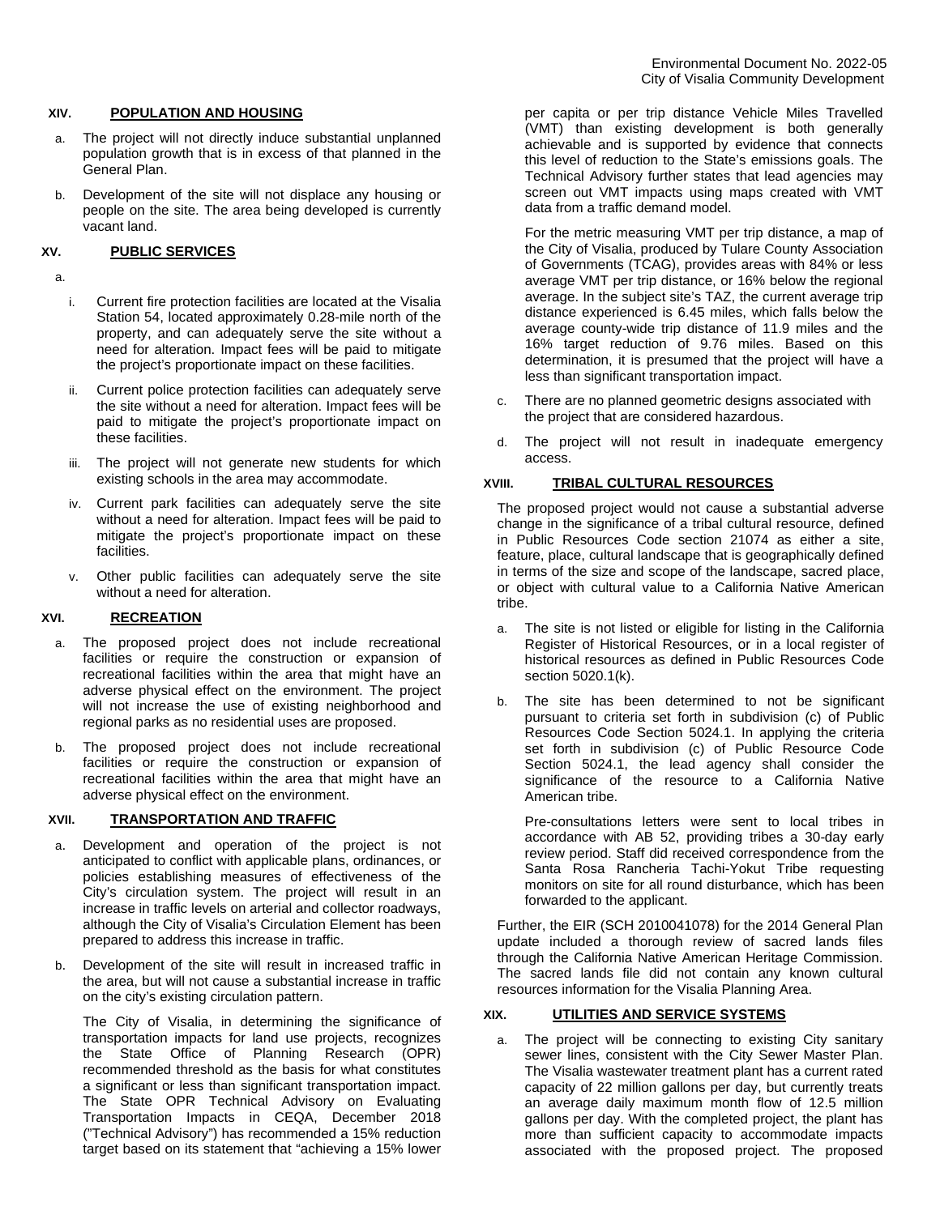## XIV. POPULATION AND HOUSING

a. The project will not directly induce substantial unplanned population growth that is in excess of that planned in the General Plan.

b. Development of the site will not displace any housing or people on the site. The area being developed is currently vacant land.

## XV. PUBLIC SERVICES

a.

i. Current fire protection facilities are located at the Visalia Station 54, located approximately 0.28-mile north of the property, and can adequately serve the site without a need for alteration. Impact fees will be paid to mitigate the project's proportionate impact on these facilities.

ii. Current police protection facilities can adequately serve the site without a need for alteration. Impact fees will be paid to mitigate the project's proportionate impact on these facilities.

iii. The project will not generate new students for which existing schools in the area may accommodate.

iv. Current park facilities can adequately serve the site without a need for alteration. Impact fees will be paid to mitigate the project's proportionate impact on these facilities.

v. Other public facilities can adequately serve the site without a need for alteration.

## XVI. RECREATION

a. The proposed project does not include recreational facilities or require the construction or expansion of recreational facilities within the area that might have an adverse physical effect on the environment. The project will not increase the use of existing neighborhood and regional parks as no residential uses are proposed.

b. The proposed project does not include recreational facilities or require the construction or expansion of recreational facilities within the area that might have an adverse physical effect on the environment.

## XVII. TRANSPORTATION AND TRAFFIC

a. Development and operation of the project is not anticipated to conflict with applicable plans, ordinances, or policies establishing measures of effectiveness of the City's circulation system. The project will result in an increase in traffic levels on arterial and collector roadways, although the City of Visalia's Circulation Element has been prepared to address this increase in traffic.

b. Development of the site will result in increased traffic in the area, but will not cause a substantial increase in traffic on the city's existing circulation pattern.

The City of Visalia, in determining the significance of transportation impacts for land use projects, recognizes the State Office of Planning Research (OPR) recommended threshold as the basis for what constitutes a significant or less than significant transportation impact. The State OPR Technical Advisory on Evaluating Transportation Impacts in CEQA, December 2018 ("Technical Advisory") has recommended a 15% reduction target based on its statement that "achieving a 15% lower per capita or per trip distance Vehicle Miles Travelled (VMT) than existing development is both generally achievable and is supported by evidence that connects this level of reduction to the State's emissions goals. The Technical Advisory further states that lead agencies may screen out VMT impacts using maps created with VMT data from a traffic demand model.

For the metric measuring VMT per trip distance, a map of the City of Visalia, produced by Tulare County Association of Governments (TCAG), provides areas with 84% or less average VMT per trip distance, or 16% below the regional average. In the subject site's TAZ, the current average trip distance experienced is 6.45 miles, which falls below the average county-wide trip distance of 11.9 miles and the 16% target reduction of 9.76 miles. Based on this determination, it is presumed that the project will have a less than significant transportation impact.

c. There are no planned geometric designs associated with the project that are considered hazardous.

d. The project will not result in inadequate emergency access.

## XVIII. TRIBAL CULTURAL RESOURCES

The proposed project would not cause a substantial adverse change in the significance of a tribal cultural resource, defined in Public Resources Code section 21074 as either a site, feature, place, cultural landscape that is geographically defined in terms of the size and scope of the landscape, sacred place, or object with cultural value to a California Native American tribe.

a. The site is not listed or eligible for listing in the California Register of Historical Resources, or in a local register of historical resources as defined in Public Resources Code section 5020.1(k).

b. The site has been determined to not be significant pursuant to criteria set forth in subdivision (c) of Public Resources Code Section 5024.1. In applying the criteria set forth in subdivision (c) of Public Resource Code Section 5024.1, the lead agency shall consider the significance of the resource to a California Native American tribe.

Pre-consultations letters were sent to local tribes in accordance with AB 52, providing tribes a 30-day early review period. Staff did received correspondence from the Santa Rosa Rancheria Tachi-Yokut Tribe requesting monitors on site for all round disturbance, which has been forwarded to the applicant.

Further, the EIR (SCH 2010041078) for the 2014 General Plan update included a thorough review of sacred lands files through the California Native American Heritage Commission. The sacred lands file did not contain any known cultural resources information for the Visalia Planning Area.

## XIX. UTILITIES AND SERVICE SYSTEMS

a. The project will be connecting to existing City sanitary sewer lines, consistent with the City Sewer Master Plan. The Visalia wastewater treatment plant has a current rated capacity of 22 million gallons per day, but currently treats an average daily maximum month flow of 12.5 million gallons per day. With the completed project, the plant has more than sufficient capacity to accommodate impacts associated with the proposed project. The proposed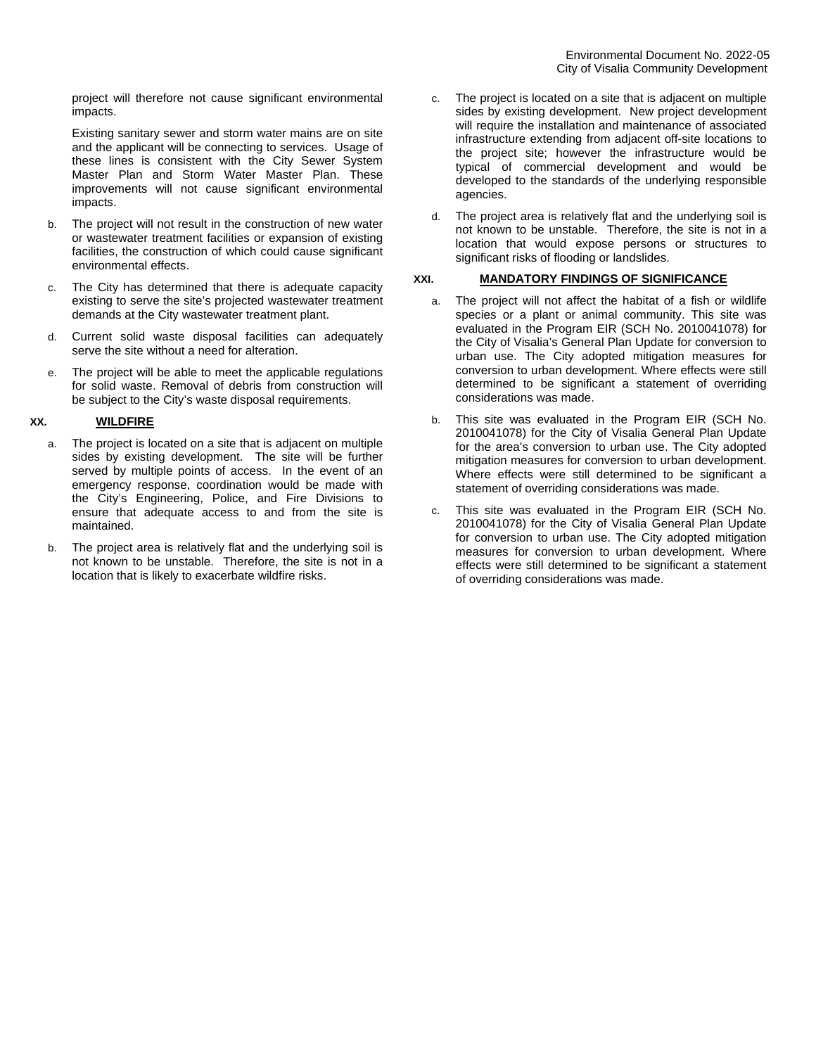project will therefore not cause significant environmental impacts.

Existing sanitary sewer and storm water mains are on site and the applicant will be connecting to services. Usage of these lines is consistent with the City Sewer System Master Plan and Storm Water Master Plan. These improvements will not cause significant environmental impacts.

b. The project will not result in the construction of new water or wastewater treatment facilities or expansion of existing facilities, the construction of which could cause significant environmental effects.

c. The City has determined that there is adequate capacity existing to serve the site's projected wastewater treatment demands at the City wastewater treatment plant.

d. Current solid waste disposal facilities can adequately serve the site without a need for alteration.

e. The project will be able to meet the applicable regulations for solid waste. Removal of debris from construction will be subject to the City's waste disposal requirements.

## XX. WILDFIRE

a. The project is located on a site that is adjacent on multiple sides by existing development. The site will be further served by multiple points of access. In the event of an emergency response, coordination would be made with the City's Engineering, Police, and Fire Divisions to ensure that adequate access to and from the site is maintained.

b. The project area is relatively flat and the underlying soil is not known to be unstable. Therefore, the site is not in a location that is likely to exacerbate wildfire risks.

c. The project is located on a site that is adjacent on multiple sides by existing development. New project development will require the installation and maintenance of associated infrastructure extending from adjacent off-site locations to the project site; however the infrastructure would be typical of commercial development and would be developed to the standards of the underlying responsible agencies.

d. The project area is relatively flat and the underlying soil is not known to be unstable. Therefore, the site is not in a location that would expose persons or structures to significant risks of flooding or landslides.

## XXI. MANDATORY FINDINGS OF SIGNIFICANCE

a. The project will not affect the habitat of a fish or wildlife species or a plant or animal community. This site was evaluated in the Program EIR (SCH No. 2010041078) for the City of Visalia's General Plan Update for conversion to urban use. The City adopted mitigation measures for conversion to urban development. Where effects were still determined to be significant a statement of overriding considerations was made.

b. This site was evaluated in the Program EIR (SCH No. 2010041078) for the City of Visalia General Plan Update for the area's conversion to urban use. The City adopted mitigation measures for conversion to urban development. Where effects were still determined to be significant a statement of overriding considerations was made.

c. This site was evaluated in the Program EIR (SCH No. 2010041078) for the City of Visalia General Plan Update for conversion to urban use. The City adopted mitigation measures for conversion to urban development. Where effects were still determined to be significant a statement of overriding considerations was made.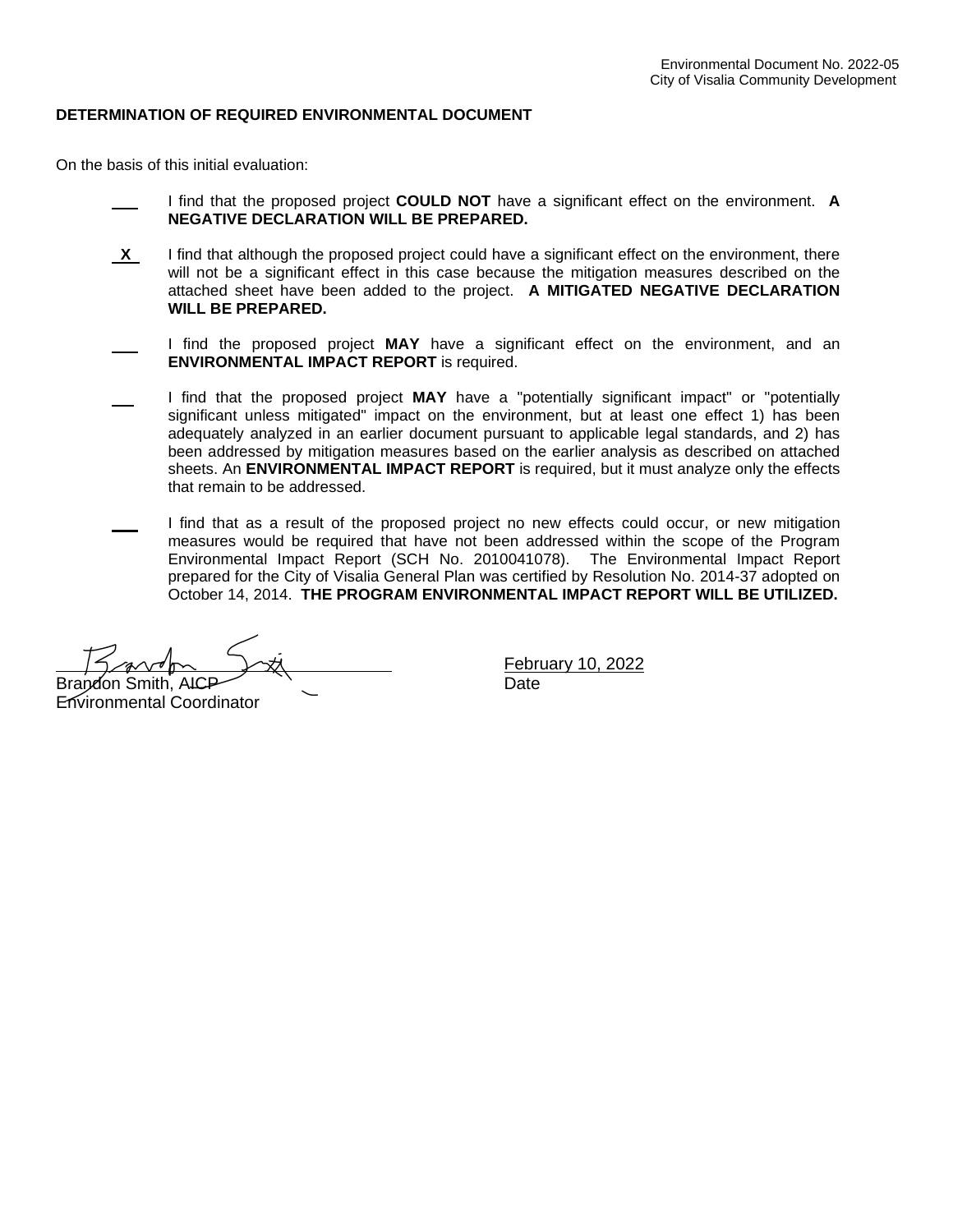Environmental Document No. 2022-05
City of Visalia Community Development

**DETERMINATION OF REQUIRED ENVIRONMENTAL DOCUMENT**

On the basis of this initial evaluation:

___ I find that the proposed project **COULD NOT** have a significant effect on the environment. **A NEGATIVE DECLARATION WILL BE PREPARED.**

_X_ I find that although the proposed project could have a significant effect on the environment, there will not be a significant effect in this case because the mitigation measures described on the attached sheet have been added to the project. **A MITIGATED NEGATIVE DECLARATION WILL BE PREPARED.**

___ I find the proposed project **MAY** have a significant effect on the environment, and an **ENVIRONMENTAL IMPACT REPORT** is required.

___ I find that the proposed project **MAY** have a "potentially significant impact" or "potentially significant unless mitigated" impact on the environment, but at least one effect 1) has been adequately analyzed in an earlier document pursuant to applicable legal standards, and 2) has been addressed by mitigation measures based on the earlier analysis as described on attached sheets. An **ENVIRONMENTAL IMPACT REPORT** is required, but it must analyze only the effects that remain to be addressed.

___ I find that as a result of the proposed project no new effects could occur, or new mitigation measures would be required that have not been addressed within the scope of the Program Environmental Impact Report (SCH No. 2010041078). The Environmental Impact Report prepared for the City of Visalia General Plan was certified by Resolution No. 2014-37 adopted on October 14, 2014. **THE PROGRAM ENVIRONMENTAL IMPACT REPORT WILL BE UTILIZED.**

Brandon Smith, AICP
Environmental Coordinator

February 10, 2022
Date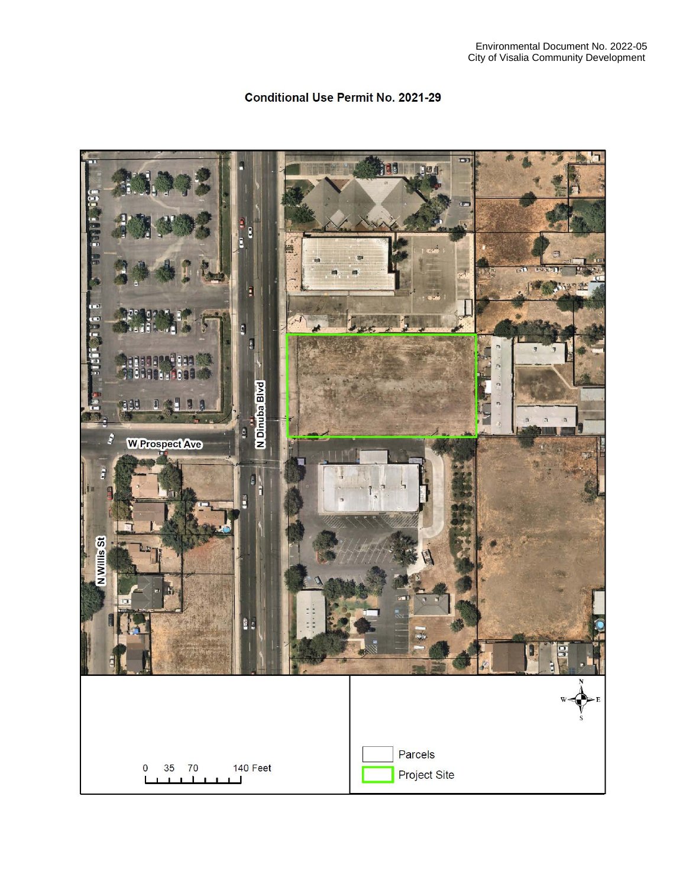Environmental Document No. 2022-05
City of Visalia Community Development

## Conditional Use Permit No. 2021-29

W Prospect Ave

N Dinuba Blvd

N Willis St

0 35 70 140 Feet

Parcels

Project Site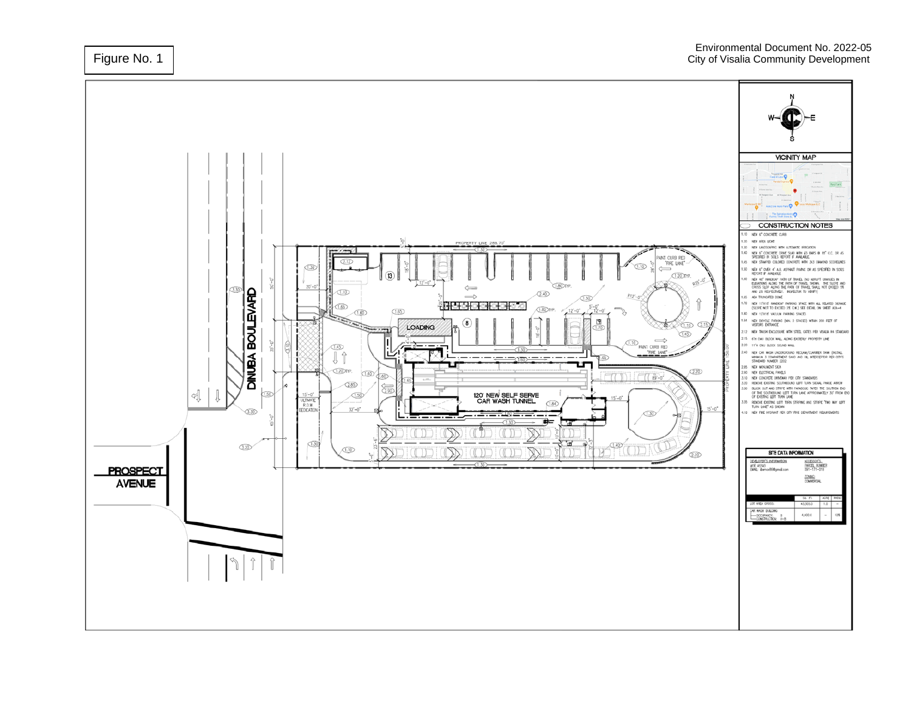Figure No. 1

Environmental Document No. 2022-05
City of Visalia Community Development

DINUBA BOULEVARD

PROSPECT AVENUE

PROPERTY LINE 288.70'

LOADING

120' NEW SELF SERVE CAR WASH TUNNEL

PAINT CURB RED "FIRE LANE"

PAINT CURB RED "FIRE LANE"

15'-0" ULTIMATE R.O.W. DEDICATION

PROPERTY LINE 150.00'

VICINITY MAP

CONSTRUCTION NOTES

1.10 NEW 6" CONCRETE CURB
1.20 NEW AREA LIGHT
1.30 NEW LANDSCAPING WITH AUTOMATIC IRRIGATION
1.40 NEW 6" CONCRETE DRIVE SLAB WITH #3 BARS @ 18" O.C. OR AS SPECIFIED IN SOILS REPORT IF AVAILABLE.
1.45 NEW STAMPED COLORED CONCRETE WITH 3X3 DIAMOND SCORELINES
1.50 NEW 6" OVER 4" A.B. ASPHALT PAVING OR AS SPECIFIED IN SOILS REPORT IF AVAILABLE.
1.60 NEW 48" MINIMUM PATH OF TRAVEL (NO ABRUPT CHANGES IN ELEVATIONS ALONG THE PATH OF TRAVEL SHOWN. THE SLOPE AND CROSS SLOP ALONG THE PATH OF TRAVEL SHALL NOT EXCEED 5% AND 2% RESPECTIVELY. INSPECTOR TO VERIFY)
1.65 ADA TRUNCATED DOME
1.70 NEW 17'X18' HANDICAP PARKING SPACE WITH ALL RELATED SIGNAGE (SLOPE NOT TO EXCEED 2% EW.) SEE DETAIL ON SHEET ADA-4
1.80 NEW 12'X18' VACUUM PARKING SPACE
1.84 NEW BICYCLE PARKING (MIN. 2 SPACES) WITHIN 200 FEET OF VISITORS ENTRANCE
2.10 NEW TRASH ENCLOSURE WITH STEEL GATES PER VISALIA R4 STANDARD
2.15 6'H CMU BLOCK WALL ALONG EASTERLY PROPERTY LINE
2.20 11'H CMU BLOCK SOUND WALL
2.40 NEW CAR WASH UNDERGROUND RECLAIM/CLARIFIER TANK (INSTALL MINIMUM 3 COMPARTMENT SAND AND OIL INTERCEPTOR PER CITY'S STANDARD NUMBER 2202
2.85 NEW MONUMENT SIGN
2.90 NEW ELECTRICAL PANELS
3.10 NEW CONCRETE DRIVEWAY PER CITY STANDARD
3.20 REMOVE EXISTING SOUTHBOUND LEFT TURN SIGNAL PHASE ARROW
3.30 BLOCK OUT AND STRIPE WITH PARABOLIC TAPER THE SOUTHERN END OF THE SOUTHBOUND LEFT TURN LANE APPROXIMATELY 30' FROM END OF EXISTING LEFT TURN LANE
3.35 REMOVE EXISTING LEFT TURN STRIPING AND STRIPE "TWO WAY LEFT TURN LANE" AS SHOWN
4.10 NEW FIRE HYDRANT PER CITY FIRE DEPARTMENT REQUIREMENTS

SITE DATA INFORMATION

DEVELOPER'S INFORMATION
MOE ASSAD
EMAIL: jlemox86@gmail.com

ASSESSOR'S PARCEL NUMBER
091-171-018

ZONING:
COMMERCIAL

| | SQ. FT. | ACRE | RATIO |
|---|---|---|---|
| LOT AREA GROSS | 43,303.0 | 1.0 | -- |
| CAR WASH BUILDING OCCUPANCY: B CONSTRUCTION: V-B | 4,400.0 | -- | 10% |